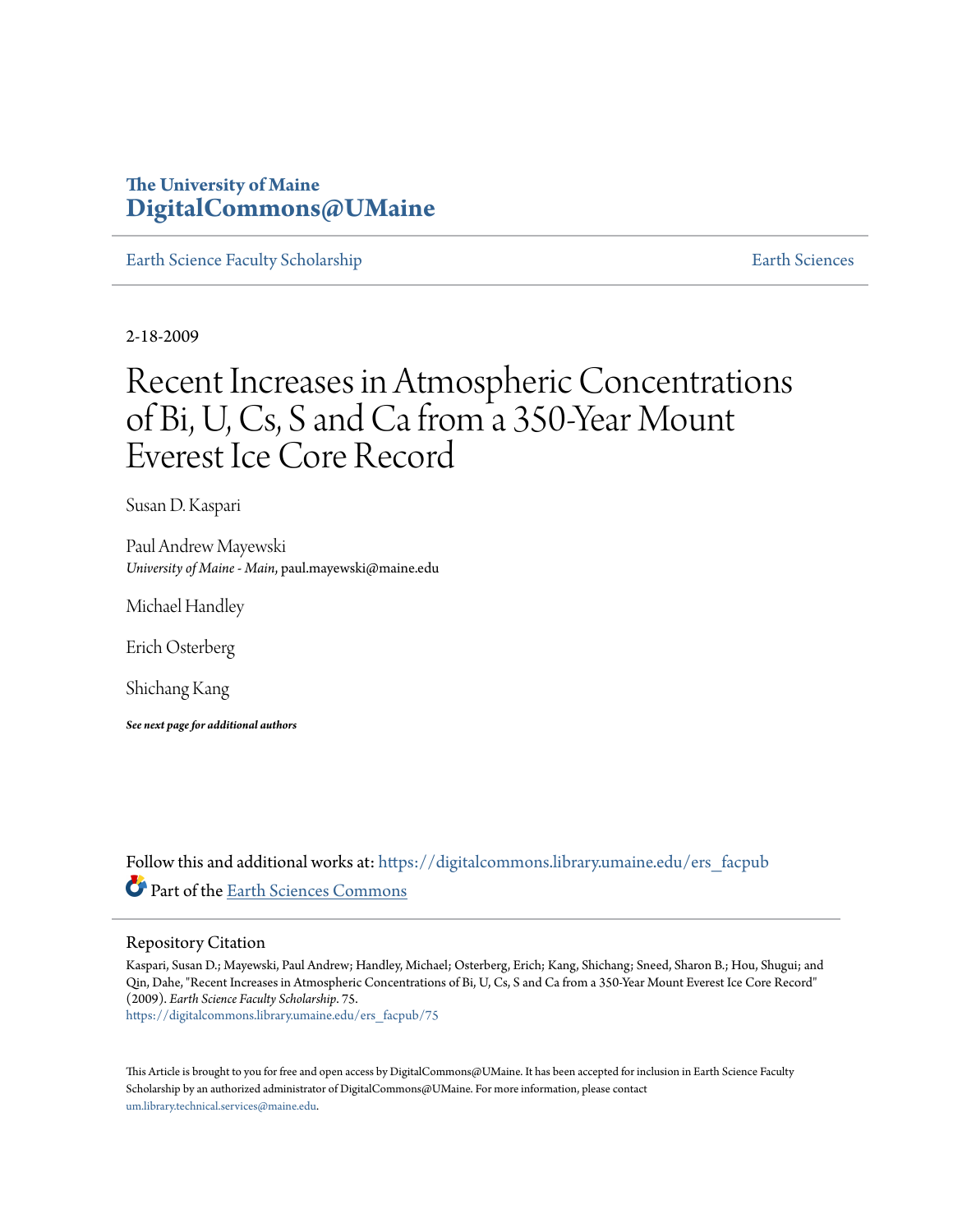The University of Maine
# DigitalCommons@UMaine

Earth Science Faculty Scholarship | Earth Sciences

2-18-2009

# Recent Increases in Atmospheric Concentrations of Bi, U, Cs, S and Ca from a 350-Year Mount Everest Ice Core Record

Susan D. Kaspari

Paul Andrew Mayewski
*University of Maine - Main*, paul.mayewski@maine.edu

Michael Handley

Erich Osterberg

Shichang Kang

***See next page for additional authors***

Follow this and additional works at: https://digitalcommons.library.umaine.edu/ers_facpub

Part of the Earth Sciences Commons

## Repository Citation

Kaspari, Susan D.; Mayewski, Paul Andrew; Handley, Michael; Osterberg, Erich; Kang, Shichang; Sneed, Sharon B.; Hou, Shugui; and Qin, Dahe, "Recent Increases in Atmospheric Concentrations of Bi, U, Cs, S and Ca from a 350-Year Mount Everest Ice Core Record" (2009). *Earth Science Faculty Scholarship*. 75.
https://digitalcommons.library.umaine.edu/ers_facpub/75

This Article is brought to you for free and open access by DigitalCommons@UMaine. It has been accepted for inclusion in Earth Science Faculty Scholarship by an authorized administrator of DigitalCommons@UMaine. For more information, please contact um.library.technical.services@maine.edu.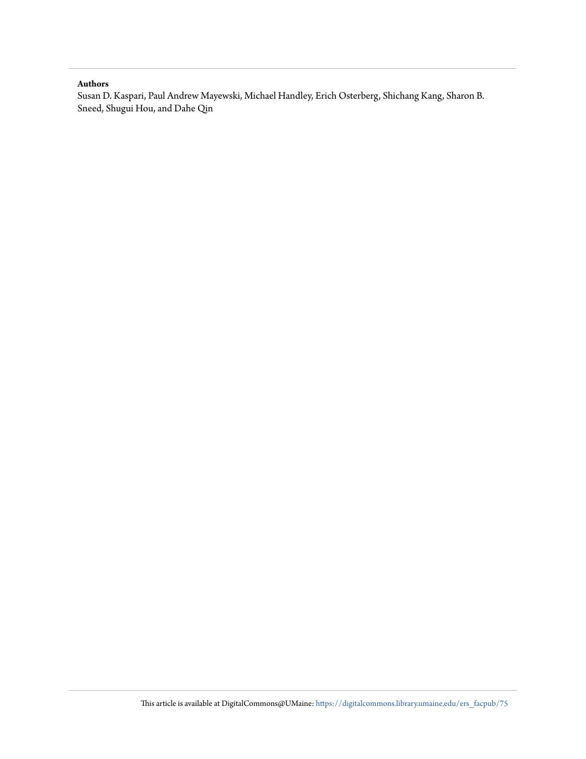**Authors**

Susan D. Kaspari, Paul Andrew Mayewski, Michael Handley, Erich Osterberg, Shichang Kang, Sharon B. Sneed, Shugui Hou, and Dahe Qin

This article is available at DigitalCommons@UMaine: https://digitalcommons.library.umaine.edu/ers_facpub/75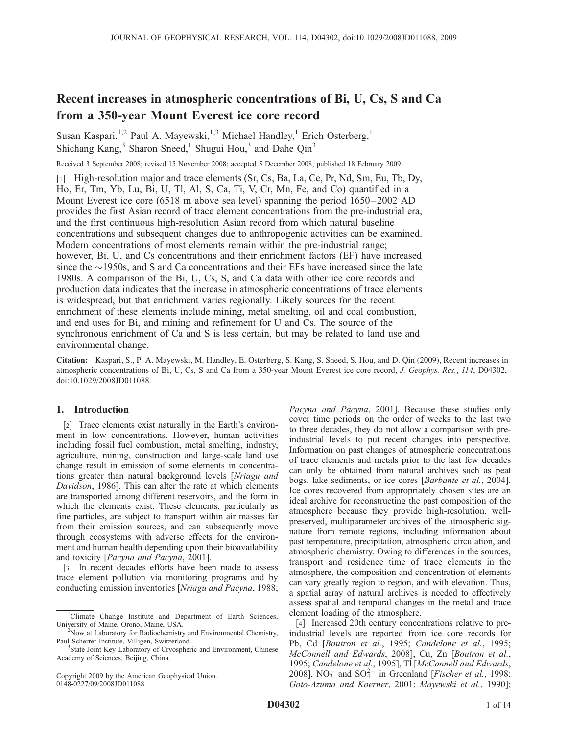# Recent increases in atmospheric concentrations of Bi, U, Cs, S and Ca from a 350-year Mount Everest ice core record

Susan Kaspari,[1,2] Paul A. Mayewski,[1,3] Michael Handley,[1] Erich Osterberg,[1] Shichang Kang,[3] Sharon Sneed,[1] Shugui Hou,[3] and Dahe Qin[3]

Received 3 September 2008; revised 15 November 2008; accepted 5 December 2008; published 18 February 2009.

[1] High-resolution major and trace elements (Sr, Cs, Ba, La, Ce, Pr, Nd, Sm, Eu, Tb, Dy, Ho, Er, Tm, Yb, Lu, Bi, U, Tl, Al, S, Ca, Ti, V, Cr, Mn, Fe, and Co) quantified in a Mount Everest ice core (6518 m above sea level) spanning the period 1650–2002 AD provides the first Asian record of trace element concentrations from the pre-industrial era, and the first continuous high-resolution Asian record from which natural baseline concentrations and subsequent changes due to anthropogenic activities can be examined. Modern concentrations of most elements remain within the pre-industrial range; however, Bi, U, and Cs concentrations and their enrichment factors (EF) have increased since the ~1950s, and S and Ca concentrations and their EFs have increased since the late 1980s. A comparison of the Bi, U, Cs, S, and Ca data with other ice core records and production data indicates that the increase in atmospheric concentrations of trace elements is widespread, but that enrichment varies regionally. Likely sources for the recent enrichment of these elements include mining, metal smelting, oil and coal combustion, and end uses for Bi, and mining and refinement for U and Cs. The source of the synchronous enrichment of Ca and S is less certain, but may be related to land use and environmental change.

**Citation:** Kaspari, S., P. A. Mayewski, M. Handley, E. Osterberg, S. Kang, S. Sneed, S. Hou, and D. Qin (2009), Recent increases in atmospheric concentrations of Bi, U, Cs, S and Ca from a 350-year Mount Everest ice core record, *J. Geophys. Res.*, *114*, D04302, doi:10.1029/2008JD011088.

## 1. Introduction

[2] Trace elements exist naturally in the Earth's environment in low concentrations. However, human activities including fossil fuel combustion, metal smelting, industry, agriculture, mining, construction and large-scale land use change result in emission of some elements in concentrations greater than natural background levels [*Nriagu and Davidson*, 1986]. This can alter the rate at which elements are transported among different reservoirs, and the form in which the elements exist. These elements, particularly as fine particles, are subject to transport within air masses far from their emission sources, and can subsequently move through ecosystems with adverse effects for the environment and human health depending upon their bioavailability and toxicity [*Pacyna and Pacyna*, 2001].

[3] In recent decades efforts have been made to assess trace element pollution via monitoring programs and by conducting emission inventories [*Nriagu and Pacyna*, 1988; *Pacyna and Pacyna*, 2001]. Because these studies only cover time periods on the order of weeks to the last two to three decades, they do not allow a comparison with pre-industrial levels to put recent changes into perspective. Information on past changes of atmospheric concentrations of trace elements and metals prior to the last few decades can only be obtained from natural archives such as peat bogs, lake sediments, or ice cores [*Barbante et al.*, 2004]. Ice cores recovered from appropriately chosen sites are an ideal archive for reconstructing the past composition of the atmosphere because they provide high-resolution, well-preserved, multiparameter archives of the atmospheric signature from remote regions, including information about past temperature, precipitation, atmospheric circulation, and atmospheric chemistry. Owing to differences in the sources, transport and residence time of trace elements in the atmosphere, the composition and concentration of elements can vary greatly region to region, and with elevation. Thus, a spatial array of natural archives is needed to effectively assess spatial and temporal changes in the metal and trace element loading of the atmosphere.

[4] Increased 20th century concentrations relative to pre-industrial levels are reported from ice core records for Pb, Cd [*Boutron et al.*, 1995; *Candelone et al.*, 1995; *McConnell and Edwards*, 2008], Cu, Zn [*Boutron et al.*, 1995; *Candelone et al.*, 1995], Tl [*McConnell and Edwards*, 2008], $NO_3^-$ and $SO_4^{2-}$ in Greenland [*Fischer et al.*, 1998; *Goto-Azuma and Koerner*, 2001; *Mayewski et al.*, 1990];

[1] Climate Change Institute and Department of Earth Sciences, University of Maine, Orono, Maine, USA.

[2] Now at Laboratory for Radiochemistry and Environmental Chemistry, Paul Scherrer Institute, Villigen, Switzerland.

[3] State Joint Key Laboratory of Cryospheric and Environment, Chinese Academy of Sciences, Beijing, China.

Copyright 2009 by the American Geophysical Union.
0148-0227/09/2008JD011088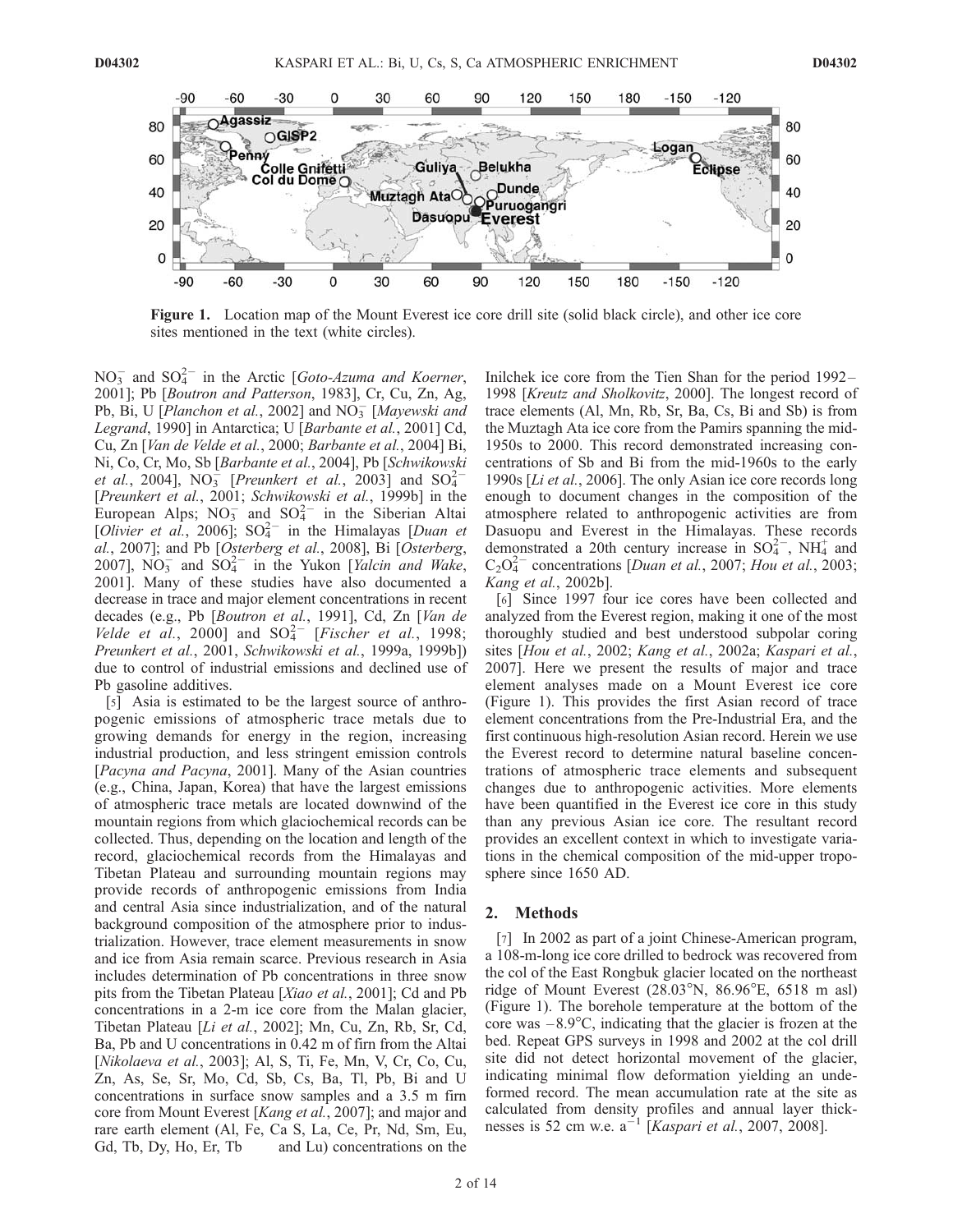Figure 1. Location map of the Mount Everest ice core drill site (solid black circle), and other ice core sites mentioned in the text (white circles).

$NO_3^-$ and $SO_4^{2-}$ in the Arctic [*Goto-Azuma and Koerner*, 2001]; Pb [*Boutron and Patterson*, 1983], Cr, Cu, Zn, Ag, Pb, Bi, U [*Planchon et al.*, 2002] and $NO_3^-$ [*Mayewski and Legrand*, 1990] in Antarctica; U [*Barbante et al.*, 2001] Cd, Cu, Zn [*Van de Velde et al.*, 2000; *Barbante et al.*, 2004] Bi, Ni, Co, Cr, Mo, Sb [*Barbante et al.*, 2004], Pb [*Schwikowski et al.*, 2004], $NO_3^-$ [*Preunkert et al.*, 2003] and $SO_4^{2-}$ [*Preunkert et al.*, 2001; *Schwikowski et al.*, 1999b] in the European Alps; $NO_3^-$ and $SO_4^{2-}$ in the Siberian Altai [*Olivier et al.*, 2006]; $SO_4^{2-}$ in the Himalayas [*Duan et al.*, 2007]; and Pb [*Osterberg et al.*, 2008], Bi [*Osterberg*, 2007], $NO_3^-$ and $SO_4^{2-}$ in the Yukon [*Yalcin and Wake*, 2001]. Many of these studies have also documented a decrease in trace and major element concentrations in recent decades (e.g., Pb [*Boutron et al.*, 1991], Cd, Zn [*Van de Velde et al.*, 2000] and $SO_4^{2-}$ [*Fischer et al.*, 1998; *Preunkert et al.*, 2001, *Schwikowski et al.*, 1999a, 1999b]) due to control of industrial emissions and declined use of Pb gasoline additives.

[5] Asia is estimated to be the largest source of anthropogenic emissions of atmospheric trace metals due to growing demands for energy in the region, increasing industrial production, and less stringent emission controls [*Pacyna and Pacyna*, 2001]. Many of the Asian countries (e.g., China, Japan, Korea) that have the largest emissions of atmospheric trace metals are located downwind of the mountain regions from which glaciochemical records can be collected. Thus, depending on the location and length of the record, glaciochemical records from the Himalayas and Tibetan Plateau and surrounding mountain regions may provide records of anthropogenic emissions from India and central Asia since industrialization, and of the natural background composition of the atmosphere prior to industrialization. However, trace element measurements in snow and ice from Asia remain scarce. Previous research in Asia includes determination of Pb concentrations in three snow pits from the Tibetan Plateau [*Xiao et al.*, 2001]; Cd and Pb concentrations in a 2-m ice core from the Malan glacier, Tibetan Plateau [*Li et al.*, 2002]; Mn, Cu, Zn, Rb, Sr, Cd, Ba, Pb and U concentrations in 0.42 m of firn from the Altai [*Nikolaeva et al.*, 2003]; Al, S, Ti, Fe, Mn, V, Cr, Co, Cu, Zn, As, Se, Sr, Mo, Cd, Sb, Cs, Ba, Tl, Pb, Bi and U concentrations in surface snow samples and a 3.5 m firn core from Mount Everest [*Kang et al.*, 2007]; and major and rare earth element (Al, Fe, Ca S, La, Ce, Pr, Nd, Sm, Eu, Gd, Tb, Dy, Ho, Er, Tb and Lu) concentrations on the Inilchek ice core from the Tien Shan for the period 1992–1998 [*Kreutz and Sholkovitz*, 2000]. The longest record of trace elements (Al, Mn, Rb, Sr, Ba, Cs, Bi and Sb) is from the Muztagh Ata ice core from the Pamirs spanning the mid-1950s to 2000. This record demonstrated increasing concentrations of Sb and Bi from the mid-1960s to the early 1990s [*Li et al.*, 2006]. The only Asian ice core records long enough to document changes in the composition of the atmosphere related to anthropogenic activities are from Dasuopu and Everest in the Himalayas. These records demonstrated a 20th century increase in $SO_4^{2-}$, $NH_4^+$ and $C_2O_4^{2-}$ concentrations [*Duan et al.*, 2007; *Hou et al.*, 2003; *Kang et al.*, 2002b].

[6] Since 1997 four ice cores have been collected and analyzed from the Everest region, making it one of the most thoroughly studied and best understood subpolar coring sites [*Hou et al.*, 2002; *Kang et al.*, 2002a; *Kaspari et al.*, 2007]. Here we present the results of major and trace element analyses made on a Mount Everest ice core (Figure 1). This provides the first Asian record of trace element concentrations from the Pre-Industrial Era, and the first continuous high-resolution Asian record. Herein we use the Everest record to determine natural baseline concentrations of atmospheric trace elements and subsequent changes due to anthropogenic activities. More elements have been quantified in the Everest ice core in this study than any previous Asian ice core. The resultant record provides an excellent context in which to investigate variations in the chemical composition of the mid-upper troposphere since 1650 AD.

## 2. Methods

[7] In 2002 as part of a joint Chinese-American program, a 108-m-long ice core drilled to bedrock was recovered from the col of the East Rongbuk glacier located on the northeast ridge of Mount Everest (28.03°N, 86.96°E, 6518 m asl) (Figure 1). The borehole temperature at the bottom of the core was –8.9°C, indicating that the glacier is frozen at the bed. Repeat GPS surveys in 1998 and 2002 at the col drill site did not detect horizontal movement of the glacier, indicating minimal flow deformation yielding an undeformed record. The mean accumulation rate at the site as calculated from density profiles and annual layer thicknesses is 52 cm w.e. $a^{-1}$ [*Kaspari et al.*, 2007, 2008].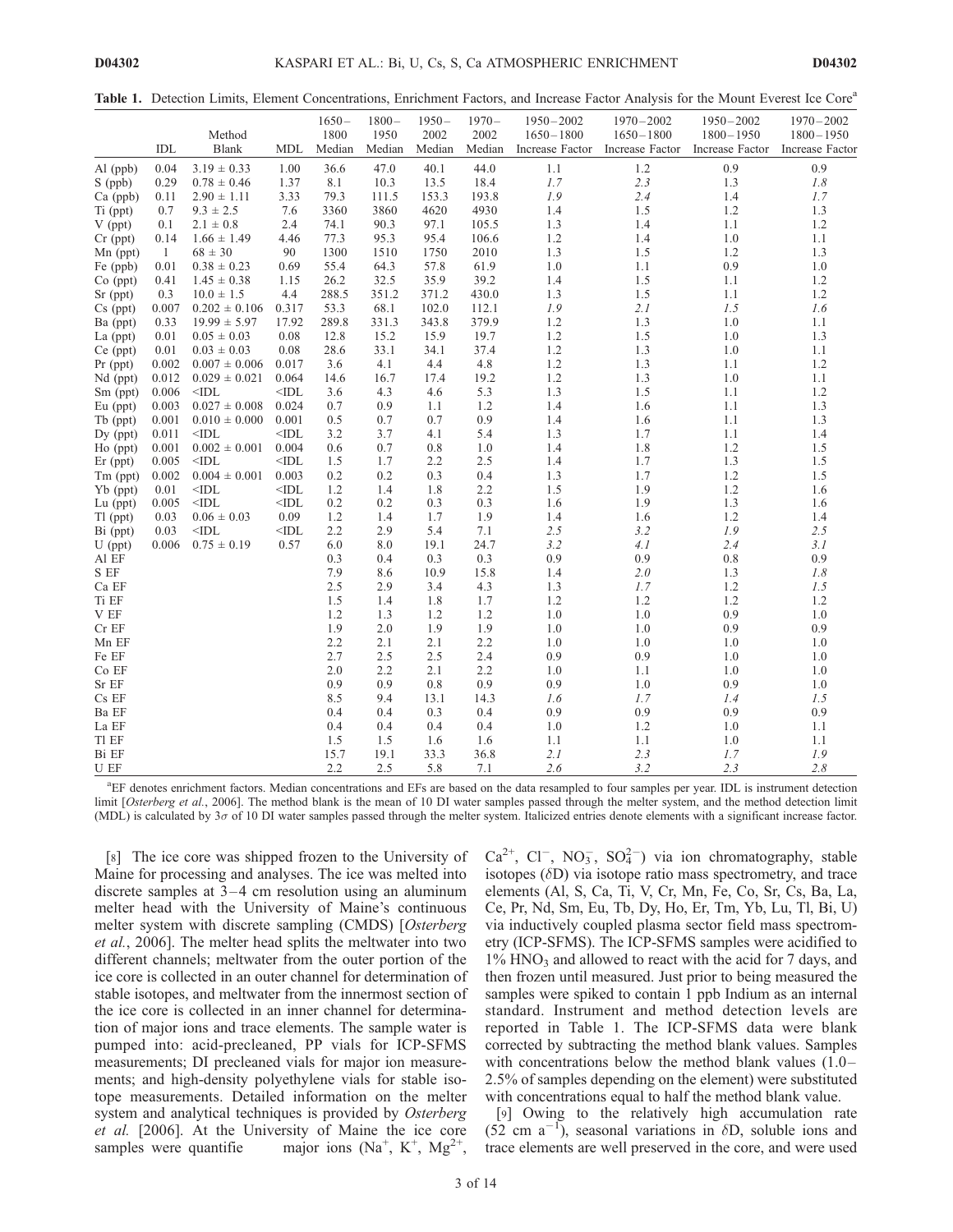**Table 1.** Detection Limits, Element Concentrations, Enrichment Factors, and Increase Factor Analysis for the Mount Everest Ice Core[a]

| | IDL | Method Blank | MDL | 1650–1800 Median | 1800–1950 Median | 1950–2002 Median | 1970–2002 Median | 1950–2002 1650–1800 Increase Factor | 1970–2002 1650–1800 Increase Factor | 1950–2002 1800–1950 Increase Factor | 1970–2002 1800–1950 Increase Factor |
|---|---|---|---|---|---|---|---|---|---|---|---|
| Al (ppb) | 0.04 | 3.19 ± 0.33 | 1.00 | 36.6 | 47.0 | 40.1 | 44.0 | 1.1 | 1.2 | 0.9 | 0.9 |
| S (ppb) | 0.29 | 0.78 ± 0.46 | 1.37 | 8.1 | 10.3 | 13.5 | 18.4 | *1.7* | *2.3* | 1.3 | *1.8* |
| Ca (ppb) | 0.11 | 2.90 ± 1.11 | 3.33 | 79.3 | 111.5 | 153.3 | 193.8 | *1.9* | *2.4* | 1.4 | *1.7* |
| Ti (ppt) | 0.7 | 9.3 ± 2.5 | 7.6 | 3360 | 3860 | 4620 | 4930 | 1.4 | 1.5 | 1.2 | 1.3 |
| V (ppt) | 0.1 | 2.1 ± 0.8 | 2.4 | 74.1 | 90.3 | 97.1 | 105.5 | 1.3 | 1.4 | 1.1 | 1.2 |
| Cr (ppt) | 0.14 | 1.66 ± 1.49 | 4.46 | 77.3 | 95.3 | 95.4 | 106.6 | 1.2 | 1.4 | 1.0 | 1.1 |
| Mn (ppt) | 1 | 68 ± 30 | 90 | 1300 | 1510 | 1750 | 2010 | 1.3 | 1.5 | 1.2 | 1.3 |
| Fe (ppb) | 0.01 | 0.38 ± 0.23 | 0.69 | 55.4 | 64.3 | 57.8 | 61.9 | 1.0 | 1.1 | 0.9 | 1.0 |
| Co (ppt) | 0.41 | 1.45 ± 0.38 | 1.15 | 26.2 | 32.5 | 35.9 | 39.2 | 1.4 | 1.5 | 1.1 | 1.2 |
| Sr (ppt) | 0.3 | 10.0 ± 1.5 | 4.4 | 288.5 | 351.2 | 371.2 | 430.0 | 1.3 | 1.5 | 1.1 | 1.2 |
| Cs (ppt) | 0.007 | 0.202 ± 0.106 | 0.317 | 53.3 | 68.1 | 102.0 | 112.1 | *1.9* | *2.1* | *1.5* | *1.6* |
| Ba (ppt) | 0.33 | 19.99 ± 5.97 | 17.92 | 289.8 | 331.3 | 343.8 | 379.9 | 1.2 | 1.3 | 1.0 | 1.1 |
| La (ppt) | 0.01 | 0.05 ± 0.03 | 0.08 | 12.8 | 15.2 | 15.9 | 19.7 | 1.2 | 1.5 | 1.0 | 1.3 |
| Ce (ppt) | 0.01 | 0.03 ± 0.03 | 0.08 | 28.6 | 33.1 | 34.1 | 37.4 | 1.2 | 1.3 | 1.0 | 1.1 |
| Pr (ppt) | 0.002 | 0.007 ± 0.006 | 0.017 | 3.6 | 4.1 | 4.4 | 4.8 | 1.2 | 1.3 | 1.1 | 1.2 |
| Nd (ppt) | 0.012 | 0.029 ± 0.021 | 0.064 | 14.6 | 16.7 | 17.4 | 19.2 | 1.2 | 1.3 | 1.0 | 1.1 |
| Sm (ppt) | 0.006 | <IDL | <IDL | 3.6 | 4.3 | 4.6 | 5.3 | 1.3 | 1.5 | 1.1 | 1.2 |
| Eu (ppt) | 0.003 | 0.027 ± 0.008 | 0.024 | 0.7 | 0.9 | 1.1 | 1.2 | 1.4 | 1.6 | 1.1 | 1.3 |
| Tb (ppt) | 0.001 | 0.010 ± 0.000 | 0.001 | 0.5 | 0.7 | 0.7 | 0.9 | 1.4 | 1.6 | 1.1 | 1.3 |
| Dy (ppt) | 0.011 | <IDL | <IDL | 3.2 | 3.7 | 4.1 | 5.4 | 1.3 | 1.7 | 1.1 | 1.4 |
| Ho (ppt) | 0.001 | 0.002 ± 0.001 | 0.004 | 0.6 | 0.7 | 0.8 | 1.0 | 1.4 | 1.8 | 1.2 | 1.5 |
| Er (ppt) | 0.005 | <IDL | <IDL | 1.5 | 1.7 | 2.2 | 2.5 | 1.4 | 1.7 | 1.3 | 1.5 |
| Tm (ppt) | 0.002 | 0.004 ± 0.001 | 0.003 | 0.2 | 0.2 | 0.3 | 0.4 | 1.3 | 1.7 | 1.2 | 1.5 |
| Yb (ppt) | 0.01 | <IDL | <IDL | 1.2 | 1.4 | 1.8 | 2.2 | 1.5 | 1.9 | 1.2 | 1.6 |
| Lu (ppt) | 0.005 | <IDL | <IDL | 0.2 | 0.2 | 0.3 | 0.3 | 1.6 | 1.9 | 1.3 | 1.6 |
| Tl (ppt) | 0.03 | 0.06 ± 0.03 | 0.09 | 1.2 | 1.4 | 1.7 | 1.9 | 1.4 | 1.6 | 1.2 | 1.4 |
| Bi (ppt) | 0.03 | <IDL | <IDL | 2.2 | 2.9 | 5.4 | 7.1 | *2.5* | *3.2* | *1.9* | *2.5* |
| U (ppt) | 0.006 | 0.75 ± 0.19 | 0.57 | 6.0 | 8.0 | 19.1 | 24.7 | *3.2* | *4.1* | *2.4* | *3.1* |
| Al EF | | | | 0.3 | 0.4 | 0.3 | 0.3 | 0.9 | 0.9 | 0.8 | 0.9 |
| S EF | | | | 7.9 | 8.6 | 10.9 | 15.8 | 1.4 | *2.0* | 1.3 | *1.8* |
| Ca EF | | | | 2.5 | 2.9 | 3.4 | 4.3 | 1.3 | *1.7* | 1.2 | *1.5* |
| Ti EF | | | | 1.5 | 1.4 | 1.8 | 1.7 | 1.2 | 1.2 | 1.2 | 1.2 |
| V EF | | | | 1.2 | 1.3 | 1.2 | 1.2 | 1.0 | 1.0 | 0.9 | 1.0 |
| Cr EF | | | | 1.9 | 2.0 | 1.9 | 1.9 | 1.0 | 1.0 | 0.9 | 0.9 |
| Mn EF | | | | 2.2 | 2.1 | 2.1 | 2.2 | 1.0 | 1.0 | 1.0 | 1.0 |
| Fe EF | | | | 2.7 | 2.5 | 2.5 | 2.4 | 0.9 | 0.9 | 1.0 | 1.0 |
| Co EF | | | | 2.0 | 2.2 | 2.1 | 2.2 | 1.0 | 1.1 | 1.0 | 1.0 |
| Sr EF | | | | 0.9 | 0.9 | 0.8 | 0.9 | 0.9 | 1.0 | 0.9 | 1.0 |
| Cs EF | | | | 8.5 | 9.4 | 13.1 | 14.3 | *1.6* | *1.7* | *1.4* | *1.5* |
| Ba EF | | | | 0.4 | 0.4 | 0.3 | 0.4 | 0.9 | 0.9 | 0.9 | 0.9 |
| La EF | | | | 0.4 | 0.4 | 0.4 | 0.4 | 1.0 | 1.2 | 1.0 | 1.1 |
| Tl EF | | | | 1.5 | 1.5 | 1.6 | 1.6 | 1.1 | 1.1 | 1.0 | 1.1 |
| Bi EF | | | | 15.7 | 19.1 | 33.3 | 36.8 | *2.1* | *2.3* | *1.7* | *1.9* |
| U EF | | | | 2.2 | 2.5 | 5.8 | 7.1 | *2.6* | *3.2* | *2.3* | *2.8* |

[a]EF denotes enrichment factors. Median concentrations and EFs are based on the data resampled to four samples per year. IDL is instrument detection limit [*Osterberg et al.*, 2006]. The method blank is the mean of 10 DI water samples passed through the melter system, and the method detection limit (MDL) is calculated by 3$\sigma$ of 10 DI water samples passed through the melter system. Italicized entries denote elements with a significant increase factor.

[8] The ice core was shipped frozen to the University of Maine for processing and analyses. The ice was melted into discrete samples at 3–4 cm resolution using an aluminum melter head with the University of Maine's continuous melter system with discrete sampling (CMDS) [*Osterberg et al.*, 2006]. The melter head splits the meltwater into two different channels; meltwater from the outer portion of the ice core is collected in an outer channel for determination of stable isotopes, and meltwater from the innermost section of the ice core is collected in an inner channel for determination of major ions and trace elements. The sample water is pumped into: acid-precleaned, PP vials for ICP-SFMS measurements; DI precleaned vials for major ion measurements; and high-density polyethylene vials for stable isotope measurements. Detailed information on the melter system and analytical techniques is provided by *Osterberg et al.* [2006]. At the University of Maine the ice core samples were quantifie major ions ($Na^+$, $K^+$, $Mg^{2+}$, $Ca^{2+}$, $Cl^-$, $NO_3^-$, $SO_4^{2-}$) via ion chromatography, stable isotopes ($\delta$D) via isotope ratio mass spectrometry, and trace elements (Al, S, Ca, Ti, V, Cr, Mn, Fe, Co, Sr, Cs, Ba, La, Ce, Pr, Nd, Sm, Eu, Tb, Dy, Ho, Er, Tm, Yb, Lu, Tl, Bi, U) via inductively coupled plasma sector field mass spectrometry (ICP-SFMS). The ICP-SFMS samples were acidified to 1% $HNO_3$ and allowed to react with the acid for 7 days, and then frozen until measured. Just prior to being measured the samples were spiked to contain 1 ppb Indium as an internal standard. Instrument and method detection levels are reported in Table 1. The ICP-SFMS data were blank corrected by subtracting the method blank values. Samples with concentrations below the method blank values (1.0–2.5% of samples depending on the element) were substituted with concentrations equal to half the method blank value.

[9] Owing to the relatively high accumulation rate (52 cm $a^{-1}$), seasonal variations in $\delta$D, soluble ions and trace elements are well preserved in the core, and were used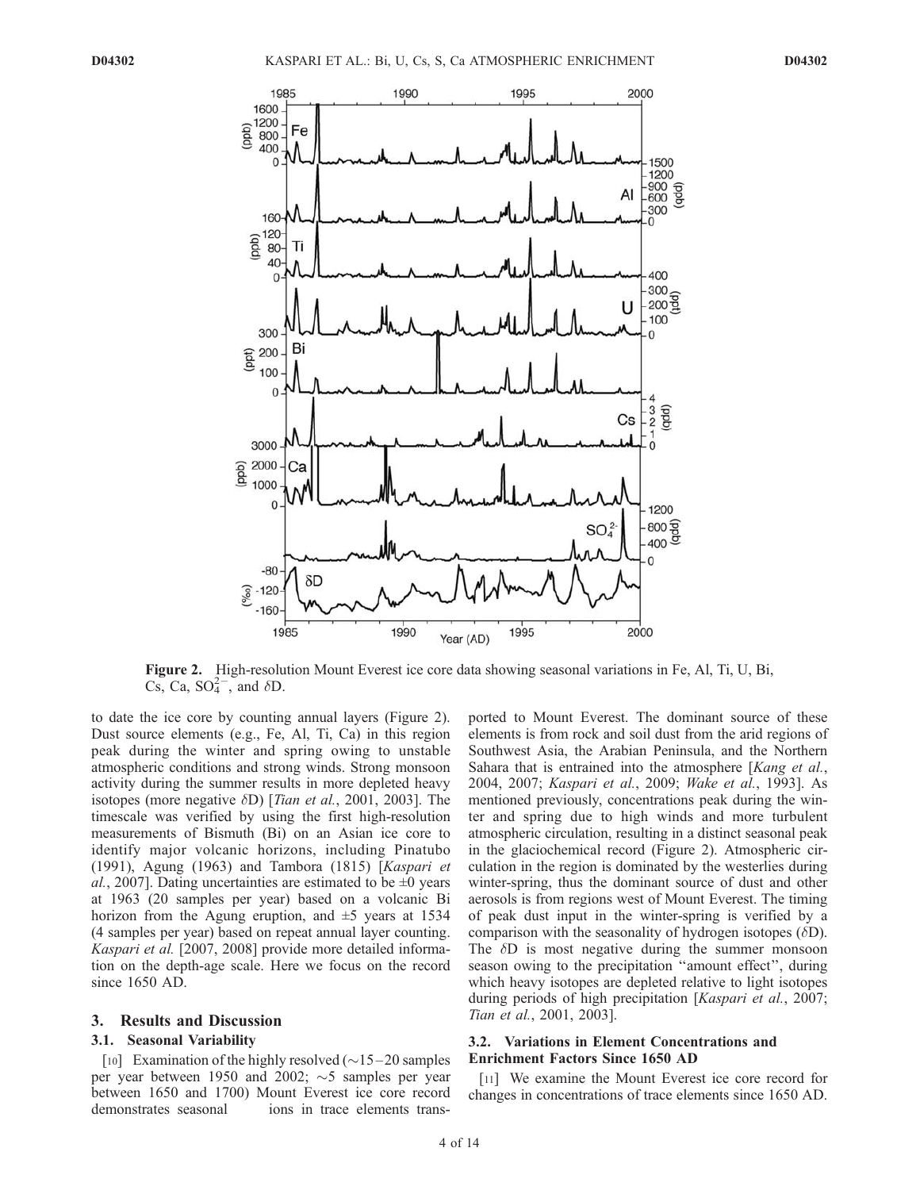Figure 2. High-resolution Mount Everest ice core data showing seasonal variations in Fe, Al, Ti, U, Bi, Cs, Ca, $SO_4^{2-}$, and $\delta$D.

to date the ice core by counting annual layers (Figure 2). Dust source elements (e.g., Fe, Al, Ti, Ca) in this region peak during the winter and spring owing to unstable atmospheric conditions and strong winds. Strong monsoon activity during the summer results in more depleted heavy isotopes (more negative $\delta$D) [*Tian et al.*, 2001, 2003]. The timescale was verified by using the first high-resolution measurements of Bismuth (Bi) on an Asian ice core to identify major volcanic horizons, including Pinatubo (1991), Agung (1963) and Tambora (1815) [*Kaspari et al.*, 2007]. Dating uncertainties are estimated to be $\pm 0$ years at 1963 (20 samples per year) based on a volcanic Bi horizon from the Agung eruption, and $\pm 5$ years at 1534 (4 samples per year) based on repeat annual layer counting. *Kaspari et al.* [2007, 2008] provide more detailed information on the depth-age scale. Here we focus on the record since 1650 AD.

## 3. Results and Discussion

### 3.1. Seasonal Variability

[10] Examination of the highly resolved ($\sim$15–20 samples per year between 1950 and 2002; $\sim$5 samples per year between 1650 and 1700) Mount Everest ice core record demonstrates seasonal ions in trace elements transported to Mount Everest. The dominant source of these elements is from rock and soil dust from the arid regions of Southwest Asia, the Arabian Peninsula, and the Northern Sahara that is entrained into the atmosphere [*Kang et al.*, 2004, 2007; *Kaspari et al.*, 2009; *Wake et al.*, 1993]. As mentioned previously, concentrations peak during the winter and spring due to high winds and more turbulent atmospheric circulation, resulting in a distinct seasonal peak in the glaciochemical record (Figure 2). Atmospheric circulation in the region is dominated by the westerlies during winter-spring, thus the dominant source of dust and other aerosols is from regions west of Mount Everest. The timing of peak dust input in the winter-spring is verified by a comparison with the seasonality of hydrogen isotopes ($\delta$D). The $\delta$D is most negative during the summer monsoon season owing to the precipitation "amount effect", during which heavy isotopes are depleted relative to light isotopes during periods of high precipitation [*Kaspari et al.*, 2007; *Tian et al.*, 2001, 2003].

### 3.2. Variations in Element Concentrations and Enrichment Factors Since 1650 AD

[11] We examine the Mount Everest ice core record for changes in concentrations of trace elements since 1650 AD.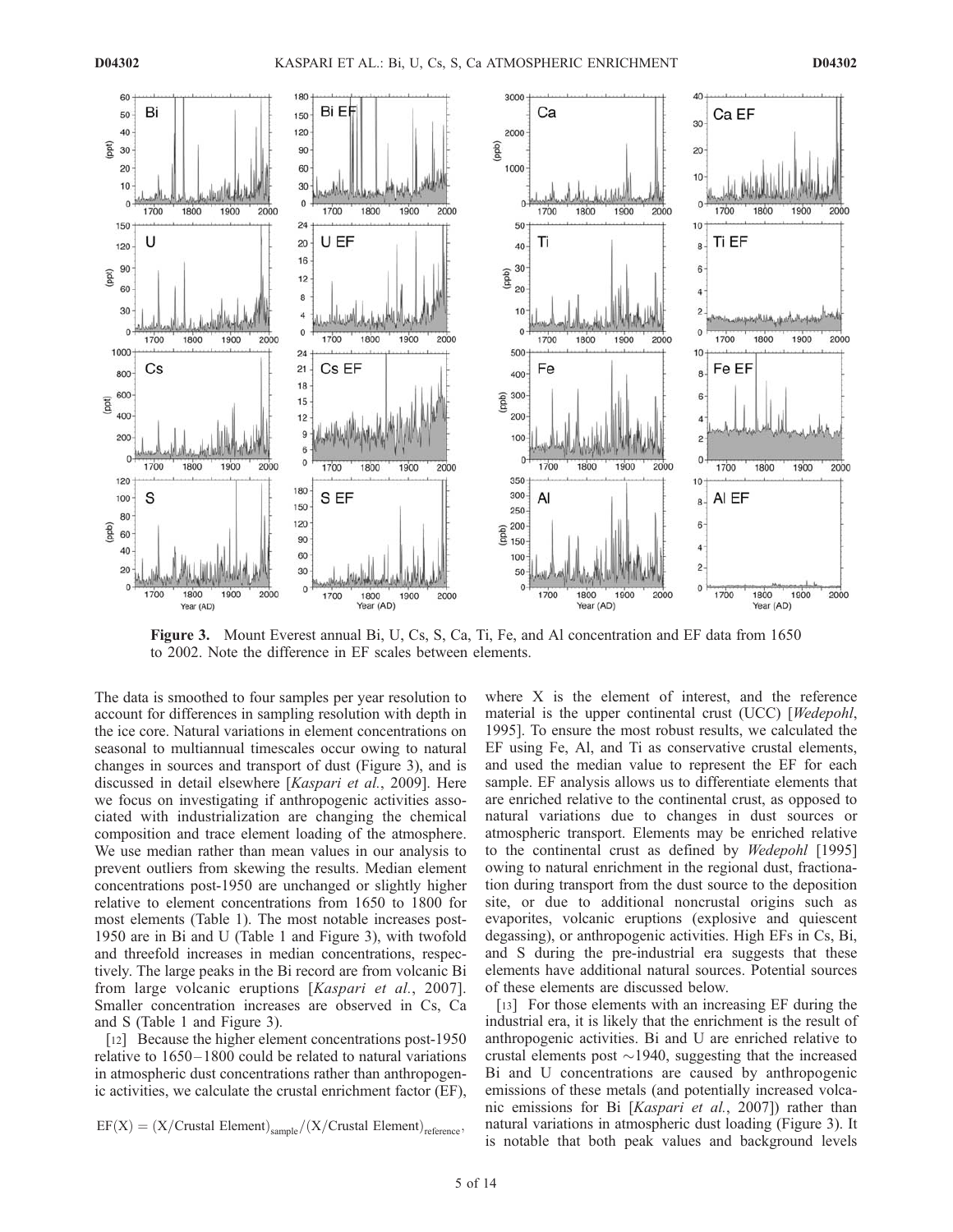**Figure 3.** Mount Everest annual Bi, U, Cs, S, Ca, Ti, Fe, and Al concentration and EF data from 1650 to 2002. Note the difference in EF scales between elements.

The data is smoothed to four samples per year resolution to account for differences in sampling resolution with depth in the ice core. Natural variations in element concentrations on seasonal to multiannual timescales occur owing to natural changes in sources and transport of dust (Figure 3), and is discussed in detail elsewhere [*Kaspari et al.*, 2009]. Here we focus on investigating if anthropogenic activities associated with industrialization are changing the chemical composition and trace element loading of the atmosphere. We use median rather than mean values in our analysis to prevent outliers from skewing the results. Median element concentrations post-1950 are unchanged or slightly higher relative to element concentrations from 1650 to 1800 for most elements (Table 1). The most notable increases post-1950 are in Bi and U (Table 1 and Figure 3), with twofold and threefold increases in median concentrations, respectively. The large peaks in the Bi record are from volcanic Bi from large volcanic eruptions [*Kaspari et al.*, 2007]. Smaller concentration increases are observed in Cs, Ca and S (Table 1 and Figure 3).

[12] Because the higher element concentrations post-1950 relative to 1650–1800 could be related to natural variations in atmospheric dust concentrations rather than anthropogenic activities, we calculate the crustal enrichment factor (EF),

$$\mathrm{EF}(X) = (X/\text{Crustal Element})_{\text{sample}}/(X/\text{Crustal Element})_{\text{reference}},$$

where X is the element of interest, and the reference material is the upper continental crust (UCC) [*Wedepohl*, 1995]. To ensure the most robust results, we calculated the EF using Fe, Al, and Ti as conservative crustal elements, and used the median value to represent the EF for each sample. EF analysis allows us to differentiate elements that are enriched relative to the continental crust, as opposed to natural variations due to changes in dust sources or atmospheric transport. Elements may be enriched relative to the continental crust as defined by *Wedepohl* [1995] owing to natural enrichment in the regional dust, fractionation during transport from the dust source to the deposition site, or due to additional noncrustal origins such as evaporites, volcanic eruptions (explosive and quiescent degassing), or anthropogenic activities. High EFs in Cs, Bi, and S during the pre-industrial era suggests that these elements have additional natural sources. Potential sources of these elements are discussed below.

[13] For those elements with an increasing EF during the industrial era, it is likely that the enrichment is the result of anthropogenic activities. Bi and U are enriched relative to crustal elements post ~1940, suggesting that the increased Bi and U concentrations are caused by anthropogenic emissions of these metals (and potentially increased volcanic emissions for Bi [*Kaspari et al.*, 2007]) rather than natural variations in atmospheric dust loading (Figure 3). It is notable that both peak values and background levels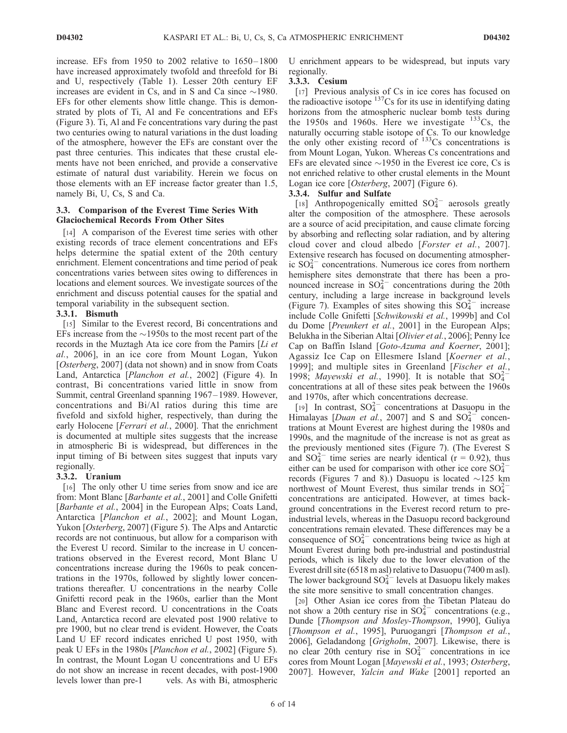increase. EFs from 1950 to 2002 relative to 1650–1800 have increased approximately twofold and threefold for Bi and U, respectively (Table 1). Lesser 20th century EF increases are evident in Cs, and in S and Ca since ~1980. EFs for other elements show little change. This is demonstrated by plots of Ti, Al and Fe concentrations and EFs (Figure 3). Ti, Al and Fe concentrations vary during the past two centuries owing to natural variations in the dust loading of the atmosphere, however the EFs are constant over the past three centuries. This indicates that these crustal elements have not been enriched, and provide a conservative estimate of natural dust variability. Herein we focus on those elements with an EF increase factor greater than 1.5, namely Bi, U, Cs, S and Ca.

### 3.3. Comparison of the Everest Time Series With Glaciochemical Records From Other Sites

[14] A comparison of the Everest time series with other existing records of trace element concentrations and EFs helps determine the spatial extent of the 20th century enrichment. Element concentrations and time period of peak concentrations varies between sites owing to differences in locations and element sources. We investigate sources of the enrichment and discuss potential causes for the spatial and temporal variability in the subsequent section.

#### 3.3.1. Bismuth

[15] Similar to the Everest record, Bi concentrations and EFs increase from the ~1950s to the most recent part of the records in the Muztagh Ata ice core from the Pamirs [*Li et al.*, 2006], in an ice core from Mount Logan, Yukon [*Osterberg*, 2007] (data not shown) and in snow from Coats Land, Antarctica [*Planchon et al.*, 2002] (Figure 4). In contrast, Bi concentrations varied little in snow from Summit, central Greenland spanning 1967–1989. However, concentrations and Bi/Al ratios during this time are fivefold and sixfold higher, respectively, than during the early Holocene [*Ferrari et al.*, 2000]. That the enrichment is documented at multiple sites suggests that the increase in atmospheric Bi is widespread, but differences in the input timing of Bi between sites suggest that inputs vary regionally.

#### 3.3.2. Uranium

[16] The only other U time series from snow and ice are from: Mont Blanc [*Barbante et al.*, 2001] and Colle Gnifetti [*Barbante et al.*, 2004] in the European Alps; Coats Land, Antarctica [*Planchon et al.*, 2002]; and Mount Logan, Yukon [*Osterberg*, 2007] (Figure 5). The Alps and Antarctic records are not continuous, but allow for a comparison with the Everest U record. Similar to the increase in U concentrations observed in the Everest record, Mont Blanc U concentrations increase during the 1960s to peak concentrations in the 1970s, followed by slightly lower concentrations thereafter. U concentrations in the nearby Colle Gnifetti record peak in the 1960s, earlier than the Mont Blanc and Everest record. U concentrations in the Coats Land, Antarctica record are elevated post 1900 relative to pre 1900, but no clear trend is evident. However, the Coats Land U EF record indicates enriched U post 1950, with peak U EFs in the 1980s [*Planchon et al.*, 2002] (Figure 5). In contrast, the Mount Logan U concentrations and U EFs do not show an increase in recent decades, with post-1900 levels lower than pre-1 vels. As with Bi, atmospheric U enrichment appears to be widespread, but inputs vary regionally.

#### 3.3.3. Cesium

[17] Previous analysis of Cs in ice cores has focused on the radioactive isotope $^{137}$Cs for its use in identifying dating horizons from the atmospheric nuclear bomb tests during the 1950s and 1960s. Here we investigate $^{133}$Cs, the naturally occurring stable isotope of Cs. To our knowledge the only other existing record of $^{133}$Cs concentrations is from Mount Logan, Yukon. Whereas Cs concentrations and EFs are elevated since ~1950 in the Everest ice core, Cs is not enriched relative to other crustal elements in the Mount Logan ice core [*Osterberg*, 2007] (Figure 6).

#### 3.3.4. Sulfur and Sulfate

[18] Anthropogenically emitted $SO_4^{2-}$ aerosols greatly alter the composition of the atmosphere. These aerosols are a source of acid precipitation, and cause climate forcing by absorbing and reflecting solar radiation, and by altering cloud cover and cloud albedo [*Forster et al.*, 2007]. Extensive research has focused on documenting atmospheric $SO_4^{2-}$ concentrations. Numerous ice cores from northern hemisphere sites demonstrate that there has been a pronounced increase in $SO_4^{2-}$ concentrations during the 20th century, including a large increase in background levels (Figure 7). Examples of sites showing this $SO_4^{2-}$ increase include Colle Gnifetti [*Schwikowski et al.*, 1999b] and Col du Dome [*Preunkert et al.*, 2001] in the European Alps; Belukha in the Siberian Altai [*Olivier et al.*, 2006]; Penny Ice Cap on Baffin Island [*Goto-Azuma and Koerner*, 2001]; Agassiz Ice Cap on Ellesmere Island [*Koerner et al.*, 1999]; and multiple sites in Greenland [*Fischer et al.*, 1998; *Mayewski et al.*, 1990]. It is notable that $SO_4^{2-}$ concentrations at all of these sites peak between the 1960s and 1970s, after which concentrations decrease.

[19] In contrast, $SO_4^{2-}$ concentrations at Dasuopu in the Himalayas [*Duan et al.*, 2007] and S and $SO_4^{2-}$ concentrations at Mount Everest are highest during the 1980s and 1990s, and the magnitude of the increase is not as great as the previously mentioned sites (Figure 7). (The Everest S and $SO_4^{2-}$ time series are nearly identical (r = 0.92), thus either can be used for comparison with other ice core $SO_4^{2-}$ records (Figures 7 and 8).) Dasuopu is located ~125 km northwest of Mount Everest, thus similar trends in $SO_4^{2-}$ concentrations are anticipated. However, at times background concentrations in the Everest record return to preindustrial levels, whereas in the Dasuopu record background concentrations remain elevated. These differences may be a consequence of $SO_4^{2-}$ concentrations being twice as high at Mount Everest during both pre-industrial and postindustrial periods, which is likely due to the lower elevation of the Everest drill site (6518 m asl) relative to Dasuopu (7400 m asl). The lower background $SO_4^{2-}$ levels at Dasuopu likely makes the site more sensitive to small concentration changes.

[20] Other Asian ice cores from the Tibetan Plateau do not show a 20th century rise in $SO_4^{2-}$ concentrations (e.g., Dunde [*Thompson and Mosley-Thompson*, 1990], Guliya [*Thompson et al.*, 1995], Puruogangri [*Thompson et al.*, 2006], Geladandong [*Grigholm*, 2007]. Likewise, there is no clear 20th century rise in $SO_4^{2-}$ concentrations in ice cores from Mount Logan [*Mayewski et al.*, 1993; *Osterberg*, 2007]. However, *Yalcin and Wake* [2001] reported an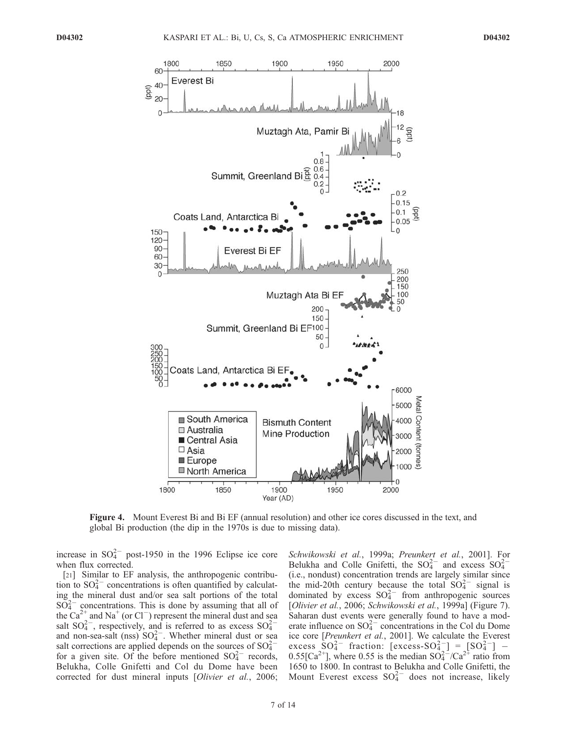**Figure 4.** Mount Everest Bi and Bi EF (annual resolution) and other ice cores discussed in the text, and global Bi production (the dip in the 1970s is due to missing data).

increase in $SO_4^{2-}$ post-1950 in the 1996 Eclipse ice core when flux corrected.

[21] Similar to EF analysis, the anthropogenic contribution to $SO_4^{2-}$ concentrations is often quantified by calculating the mineral dust and/or sea salt portions of the total $SO_4^{2-}$ concentrations. This is done by assuming that all of the $Ca^{2+}$ and $Na^{+}$ (or $Cl^{-}$) represent the mineral dust and sea salt $SO_4^{2-}$, respectively, and is referred to as excess $SO_4^{2-}$ and non-sea-salt (nss) $SO_4^{2-}$. Whether mineral dust or sea salt corrections are applied depends on the sources of $SO_4^{2-}$ for a given site. Of the before mentioned $SO_4^{2-}$ records, Belukha, Colle Gnifetti and Col du Dome have been corrected for dust mineral inputs [*Olivier et al.*, 2006; *Schwikowski et al.*, 1999a; *Preunkert et al.*, 2001]. For Belukha and Colle Gnifetti, the $SO_4^{2-}$ and excess $SO_4^{2-}$ (i.e., nondust) concentration trends are largely similar since the mid-20th century because the total $SO_4^{2-}$ signal is dominated by excess $SO_4^{2-}$ from anthropogenic sources [*Olivier et al.*, 2006; *Schwikowski et al.*, 1999a] (Figure 7). Saharan dust events were generally found to have a moderate influence on $SO_4^{2-}$ concentrations in the Col du Dome ice core [*Preunkert et al.*, 2001]. We calculate the Everest excess $SO_4^{2-}$ fraction: $[\text{excess-}SO_4^{2-}] = [SO_4^{2-}] - 0.55[Ca^{2+}]$, where 0.55 is the median $SO_4^{2-}/Ca^{2+}$ ratio from 1650 to 1800. In contrast to Belukha and Colle Gnifetti, the Mount Everest excess $SO_4^{2-}$ does not increase, likely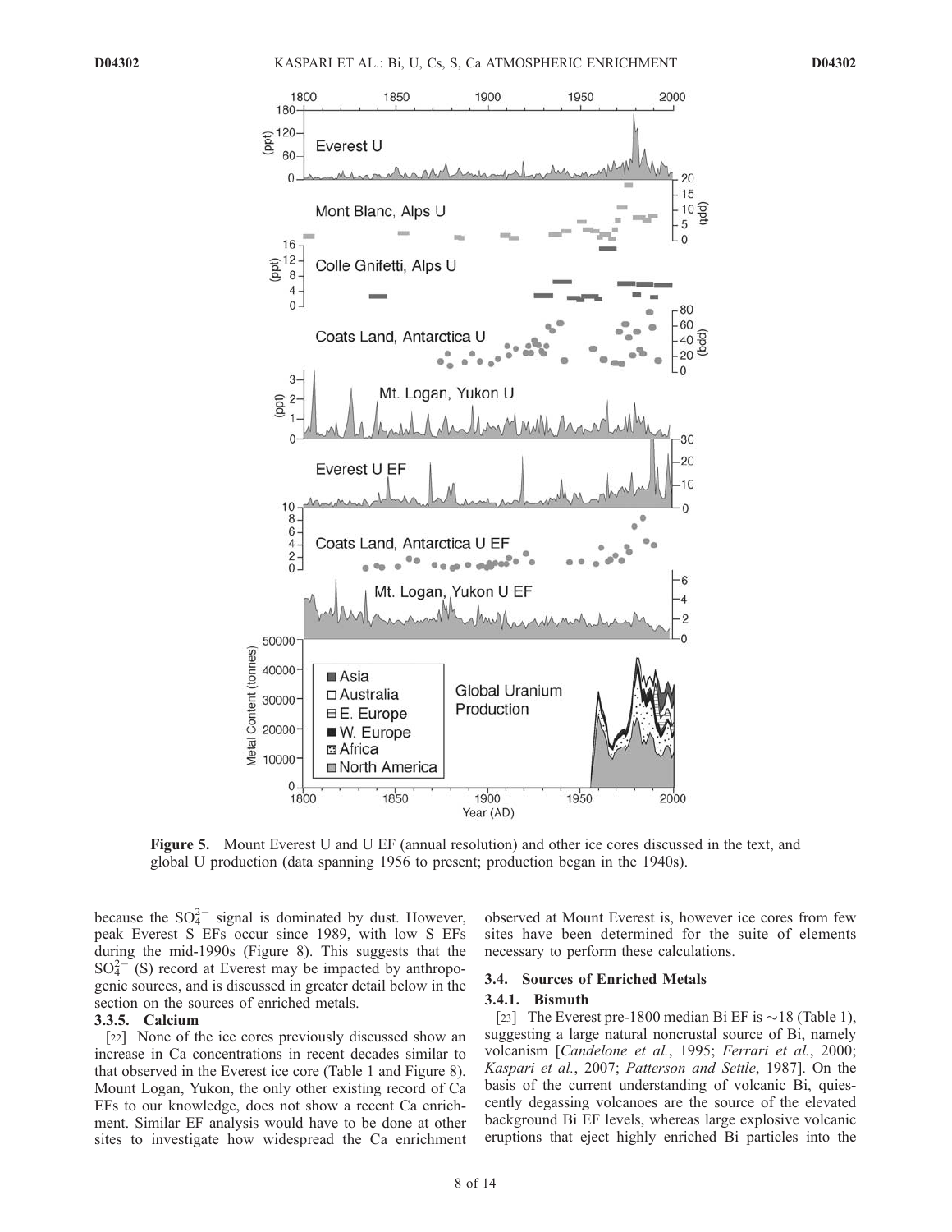**Figure 5.** Mount Everest U and U EF (annual resolution) and other ice cores discussed in the text, and global U production (data spanning 1956 to present; production began in the 1940s).

because the $SO_4^{2-}$ signal is dominated by dust. However, peak Everest S EFs occur since 1989, with low S EFs during the mid-1990s (Figure 8). This suggests that the $SO_4^{2-}$ (S) record at Everest may be impacted by anthropogenic sources, and is discussed in greater detail below in the section on the sources of enriched metals.

#### 3.3.5. Calcium

[22] None of the ice cores previously discussed show an increase in Ca concentrations in recent decades similar to that observed in the Everest ice core (Table 1 and Figure 8). Mount Logan, Yukon, the only other existing record of Ca EFs to our knowledge, does not show a recent Ca enrichment. Similar EF analysis would have to be done at other sites to investigate how widespread the Ca enrichment observed at Mount Everest is, however ice cores from few sites have been determined for the suite of elements necessary to perform these calculations.

### 3.4. Sources of Enriched Metals

#### 3.4.1. Bismuth

[23] The Everest pre-1800 median Bi EF is ~18 (Table 1), suggesting a large natural noncrustal source of Bi, namely volcanism [*Candelone et al.*, 1995; *Ferrari et al.*, 2000; *Kaspari et al.*, 2007; *Patterson and Settle*, 1987]. On the basis of the current understanding of volcanic Bi, quiescently degassing volcanoes are the source of the elevated background Bi EF levels, whereas large explosive volcanic eruptions that eject highly enriched Bi particles into the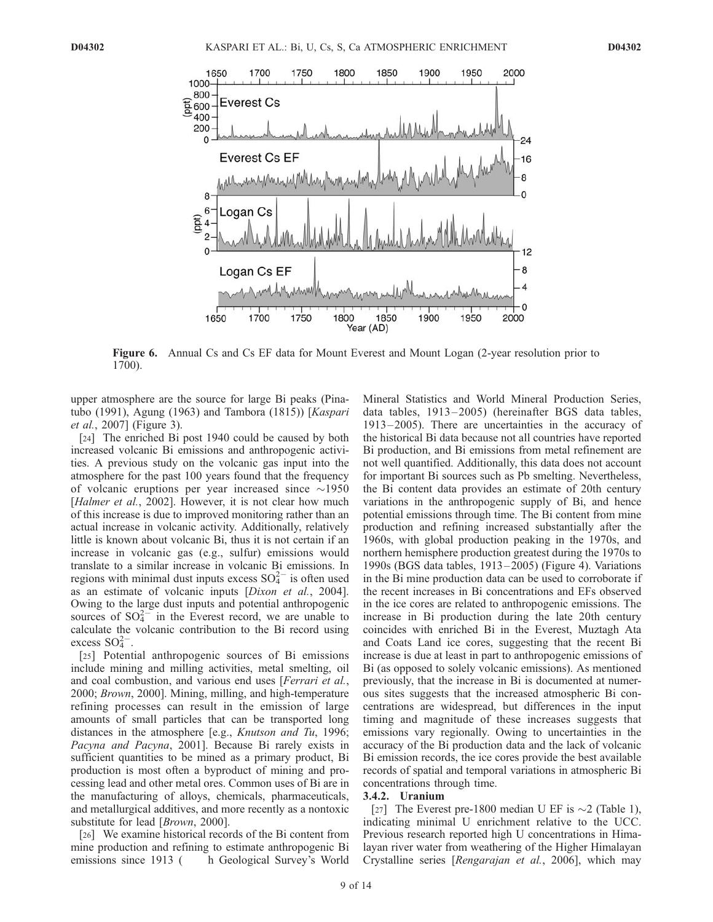**Figure 6.** Annual Cs and Cs EF data for Mount Everest and Mount Logan (2-year resolution prior to 1700).

upper atmosphere are the source for large Bi peaks (Pinatubo (1991), Agung (1963) and Tambora (1815)) [*Kaspari et al.*, 2007] (Figure 3).

[24] The enriched Bi post 1940 could be caused by both increased volcanic Bi emissions and anthropogenic activities. A previous study on the volcanic gas input into the atmosphere for the past 100 years found that the frequency of volcanic eruptions per year increased since ~1950 [*Halmer et al.*, 2002]. However, it is not clear how much of this increase is due to improved monitoring rather than an actual increase in volcanic activity. Additionally, relatively little is known about volcanic Bi, thus it is not certain if an increase in volcanic gas (e.g., sulfur) emissions would translate to a similar increase in volcanic Bi emissions. In regions with minimal dust inputs excess $SO_4^{2-}$ is often used as an estimate of volcanic inputs [*Dixon et al.*, 2004]. Owing to the large dust inputs and potential anthropogenic sources of $SO_4^{2-}$ in the Everest record, we are unable to calculate the volcanic contribution to the Bi record using excess $SO_4^{2-}$.

[25] Potential anthropogenic sources of Bi emissions include mining and milling activities, metal smelting, oil and coal combustion, and various end uses [*Ferrari et al.*, 2000; *Brown*, 2000]. Mining, milling, and high-temperature refining processes can result in the emission of large amounts of small particles that can be transported long distances in the atmosphere [e.g., *Knutson and Tu*, 1996; *Pacyna and Pacyna*, 2001]. Because Bi rarely exists in sufficient quantities to be mined as a primary product, Bi production is most often a byproduct of mining and processing lead and other metal ores. Common uses of Bi are in the manufacturing of alloys, chemicals, pharmaceuticals, and metallurgical additives, and more recently as a nontoxic substitute for lead [*Brown*, 2000].

[26] We examine historical records of the Bi content from mine production and refining to estimate anthropogenic Bi emissions since 1913 ( h Geological Survey's World Mineral Statistics and World Mineral Production Series, data tables, 1913–2005) (hereinafter BGS data tables, 1913–2005). There are uncertainties in the accuracy of the historical Bi data because not all countries have reported Bi production, and Bi emissions from metal refinement are not well quantified. Additionally, this data does not account for important Bi sources such as Pb smelting. Nevertheless, the Bi content data provides an estimate of 20th century variations in the anthropogenic supply of Bi, and hence potential emissions through time. The Bi content from mine production and refining increased substantially after the 1960s, with global production peaking in the 1970s, and northern hemisphere production greatest during the 1970s to 1990s (BGS data tables, 1913–2005) (Figure 4). Variations in the Bi mine production data can be used to corroborate if the recent increases in Bi concentrations and EFs observed in the ice cores are related to anthropogenic emissions. The increase in Bi production during the late 20th century coincides with enriched Bi in the Everest, Muztagh Ata and Coats Land ice cores, suggesting that the recent Bi increase is due at least in part to anthropogenic emissions of Bi (as opposed to solely volcanic emissions). As mentioned previously, that the increase in Bi is documented at numerous sites suggests that the increased atmospheric Bi concentrations are widespread, but differences in the input timing and magnitude of these increases suggests that emissions vary regionally. Owing to uncertainties in the accuracy of the Bi production data and the lack of volcanic Bi emission records, the ice cores provide the best available records of spatial and temporal variations in atmospheric Bi concentrations through time.

### 3.4.2. Uranium

[27] The Everest pre-1800 median U EF is ~2 (Table 1), indicating minimal U enrichment relative to the UCC. Previous research reported high U concentrations in Himalayan river water from weathering of the Higher Himalayan Crystalline series [*Rengarajan et al.*, 2006], which may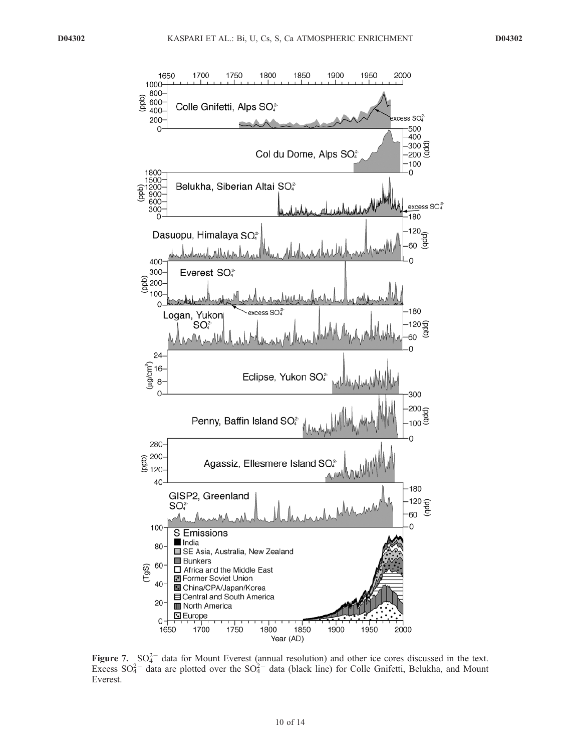**Figure 7.** $SO_4^{2-}$ data for Mount Everest (annual resolution) and other ice cores discussed in the text. Excess $SO_4^{2-}$ data are plotted over the $SO_4^{2-}$ data (black line) for Colle Gnifetti, Belukha, and Mount Everest.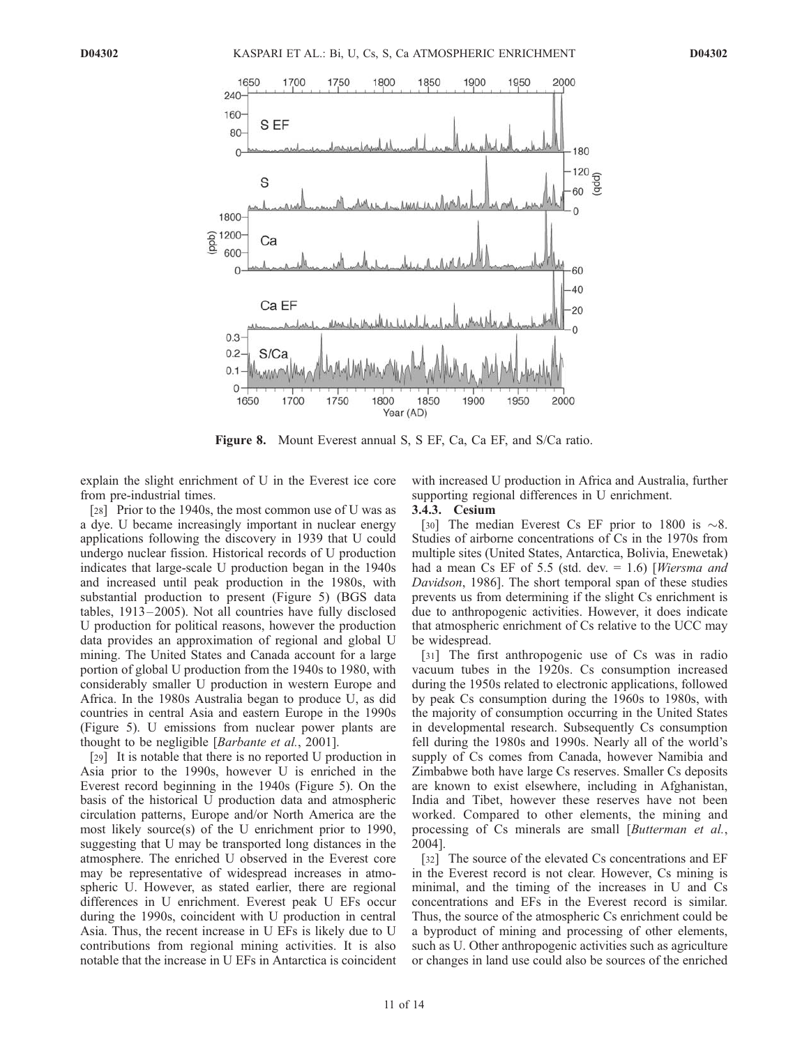Figure 8. Mount Everest annual S, S EF, Ca, Ca EF, and S/Ca ratio.

explain the slight enrichment of U in the Everest ice core from pre-industrial times.

[28] Prior to the 1940s, the most common use of U was as a dye. U became increasingly important in nuclear energy applications following the discovery in 1939 that U could undergo nuclear fission. Historical records of U production indicates that large-scale U production began in the 1940s and increased until peak production in the 1980s, with substantial production to present (Figure 5) (BGS data tables, 1913–2005). Not all countries have fully disclosed U production for political reasons, however the production data provides an approximation of regional and global U mining. The United States and Canada account for a large portion of global U production from the 1940s to 1980, with considerably smaller U production in western Europe and Africa. In the 1980s Australia began to produce U, as did countries in central Asia and eastern Europe in the 1990s (Figure 5). U emissions from nuclear power plants are thought to be negligible [*Barbante et al.*, 2001].

[29] It is notable that there is no reported U production in Asia prior to the 1990s, however U is enriched in the Everest record beginning in the 1940s (Figure 5). On the basis of the historical U production data and atmospheric circulation patterns, Europe and/or North America are the most likely source(s) of the U enrichment prior to 1990, suggesting that U may be transported long distances in the atmosphere. The enriched U observed in the Everest core may be representative of widespread increases in atmospheric U. However, as stated earlier, there are regional differences in U enrichment. Everest peak U EFs occur during the 1990s, coincident with U production in central Asia. Thus, the recent increase in U EFs is likely due to U contributions from regional mining activities. It is also notable that the increase in U EFs in Antarctica is coincident with increased U production in Africa and Australia, further supporting regional differences in U enrichment.

### 3.4.3. Cesium

[30] The median Everest Cs EF prior to 1800 is $\sim$8. Studies of airborne concentrations of Cs in the 1970s from multiple sites (United States, Antarctica, Bolivia, Enewetak) had a mean Cs EF of 5.5 (std. dev. = 1.6) [*Wiersma and Davidson*, 1986]. The short temporal span of these studies prevents us from determining if the slight Cs enrichment is due to anthropogenic activities. However, it does indicate that atmospheric enrichment of Cs relative to the UCC may be widespread.

[31] The first anthropogenic use of Cs was in radio vacuum tubes in the 1920s. Cs consumption increased during the 1950s related to electronic applications, followed by peak Cs consumption during the 1960s to 1980s, with the majority of consumption occurring in the United States in developmental research. Subsequently Cs consumption fell during the 1980s and 1990s. Nearly all of the world's supply of Cs comes from Canada, however Namibia and Zimbabwe both have large Cs reserves. Smaller Cs deposits are known to exist elsewhere, including in Afghanistan, India and Tibet, however these reserves have not been worked. Compared to other elements, the mining and processing of Cs minerals are small [*Butterman et al.*, 2004].

[32] The source of the elevated Cs concentrations and EF in the Everest record is not clear. However, Cs mining is minimal, and the timing of the increases in U and Cs concentrations and EFs in the Everest record is similar. Thus, the source of the atmospheric Cs enrichment could be a byproduct of mining and processing of other elements, such as U. Other anthropogenic activities such as agriculture or changes in land use could also be sources of the enriched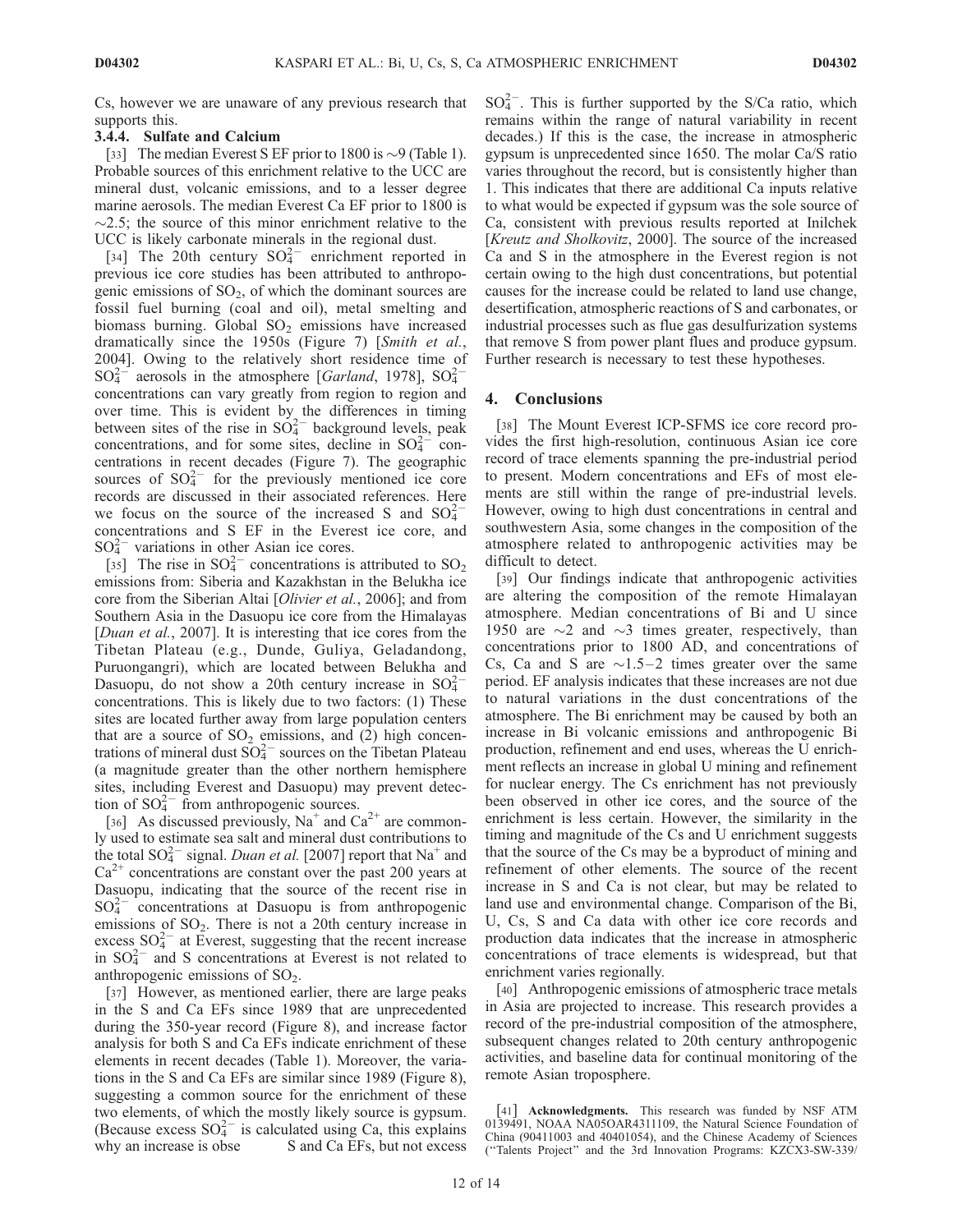Cs, however we are unaware of any previous research that supports this.

#### 3.4.4. Sulfate and Calcium

[33] The median Everest S EF prior to 1800 is ∼9 (Table 1). Probable sources of this enrichment relative to the UCC are mineral dust, volcanic emissions, and to a lesser degree marine aerosols. The median Everest Ca EF prior to 1800 is ∼2.5; the source of this minor enrichment relative to the UCC is likely carbonate minerals in the regional dust.

[34] The 20th century $SO_4^{2-}$ enrichment reported in previous ice core studies has been attributed to anthropogenic emissions of $SO_2$, of which the dominant sources are fossil fuel burning (coal and oil), metal smelting and biomass burning. Global $SO_2$ emissions have increased dramatically since the 1950s (Figure 7) [*Smith et al.*, 2004]. Owing to the relatively short residence time of $SO_4^{2-}$ aerosols in the atmosphere [*Garland*, 1978], $SO_4^{2-}$ concentrations can vary greatly from region to region and over time. This is evident by the differences in timing between sites of the rise in $SO_4^{2-}$ background levels, peak concentrations, and for some sites, decline in $SO_4^{2-}$ concentrations in recent decades (Figure 7). The geographic sources of $SO_4^{2-}$ for the previously mentioned ice core records are discussed in their associated references. Here we focus on the source of the increased S and $SO_4^{2-}$ concentrations and S EF in the Everest ice core, and $SO_4^{2-}$ variations in other Asian ice cores.

[35] The rise in $SO_4^{2-}$ concentrations is attributed to $SO_2$ emissions from: Siberia and Kazakhstan in the Belukha ice core from the Siberian Altai [*Olivier et al.*, 2006]; and from Southern Asia in the Dasuopu ice core from the Himalayas [*Duan et al.*, 2007]. It is interesting that ice cores from the Tibetan Plateau (e.g., Dunde, Guliya, Geladandong, Puruongangri), which are located between Belukha and Dasuopu, do not show a 20th century increase in $SO_4^{2-}$ concentrations. This is likely due to two factors: (1) These sites are located further away from large population centers that are a source of $SO_2$ emissions, and (2) high concentrations of mineral dust $SO_4^{2-}$ sources on the Tibetan Plateau (a magnitude greater than the other northern hemisphere sites, including Everest and Dasuopu) may prevent detection of $SO_4^{2-}$ from anthropogenic sources.

[36] As discussed previously, $Na^+$ and $Ca^{2+}$ are commonly used to estimate sea salt and mineral dust contributions to the total $SO_4^{2-}$ signal. *Duan et al.* [2007] report that $Na^+$ and $Ca^{2+}$ concentrations are constant over the past 200 years at Dasuopu, indicating that the source of the recent rise in $SO_4^{2-}$ concentrations at Dasuopu is from anthropogenic emissions of $SO_2$. There is not a 20th century increase in excess $SO_4^{2-}$ at Everest, suggesting that the recent increase in $SO_4^{2-}$ and S concentrations at Everest is not related to anthropogenic emissions of $SO_2$.

[37] However, as mentioned earlier, there are large peaks in the S and Ca EFs since 1989 that are unprecedented during the 350-year record (Figure 8), and increase factor analysis for both S and Ca EFs indicate enrichment of these elements in recent decades (Table 1). Moreover, the variations in the S and Ca EFs are similar since 1989 (Figure 8), suggesting a common source for the enrichment of these two elements, of which the mostly likely source is gypsum. (Because excess $SO_4^{2-}$ is calculated using Ca, this explains why an increase is obse S and Ca EFs, but not excess $SO_4^{2-}$. This is further supported by the S/Ca ratio, which remains within the range of natural variability in recent decades.) If this is the case, the increase in atmospheric gypsum is unprecedented since 1650. The molar Ca/S ratio varies throughout the record, but is consistently higher than 1. This indicates that there are additional Ca inputs relative to what would be expected if gypsum was the sole source of Ca, consistent with previous results reported at Inilchek [*Kreutz and Sholkovitz*, 2000]. The source of the increased Ca and S in the atmosphere in the Everest region is not certain owing to the high dust concentrations, but potential causes for the increase could be related to land use change, desertification, atmospheric reactions of S and carbonates, or industrial processes such as flue gas desulfurization systems that remove S from power plant flues and produce gypsum. Further research is necessary to test these hypotheses.

## 4. Conclusions

[38] The Mount Everest ICP-SFMS ice core record provides the first high-resolution, continuous Asian ice core record of trace elements spanning the pre-industrial period to present. Modern concentrations and EFs of most elements are still within the range of pre-industrial levels. However, owing to high dust concentrations in central and southwestern Asia, some changes in the composition of the atmosphere related to anthropogenic activities may be difficult to detect.

[39] Our findings indicate that anthropogenic activities are altering the composition of the remote Himalayan atmosphere. Median concentrations of Bi and U since 1950 are ∼2 and ∼3 times greater, respectively, than concentrations prior to 1800 AD, and concentrations of Cs, Ca and S are ∼1.5–2 times greater over the same period. EF analysis indicates that these increases are not due to natural variations in the dust concentrations of the atmosphere. The Bi enrichment may be caused by both an increase in Bi volcanic emissions and anthropogenic Bi production, refinement and end uses, whereas the U enrichment reflects an increase in global U mining and refinement for nuclear energy. The Cs enrichment has not previously been observed in other ice cores, and the source of the enrichment is less certain. However, the similarity in the timing and magnitude of the Cs and U enrichment suggests that the source of the Cs may be a byproduct of mining and refinement of other elements. The source of the recent increase in S and Ca is not clear, but may be related to land use and environmental change. Comparison of the Bi, U, Cs, S and Ca data with other ice core records and production data indicates that the increase in atmospheric concentrations of trace elements is widespread, but that enrichment varies regionally.

[40] Anthropogenic emissions of atmospheric trace metals in Asia are projected to increase. This research provides a record of the pre-industrial composition of the atmosphere, subsequent changes related to 20th century anthropogenic activities, and baseline data for continual monitoring of the remote Asian troposphere.

[41] **Acknowledgments.** This research was funded by NSF ATM 0139491, NOAA NA05OAR4311109, the Natural Science Foundation of China (90411003 and 40401054), and the Chinese Academy of Sciences ("Talents Project" and the 3rd Innovation Programs: KZCX3-SW-339/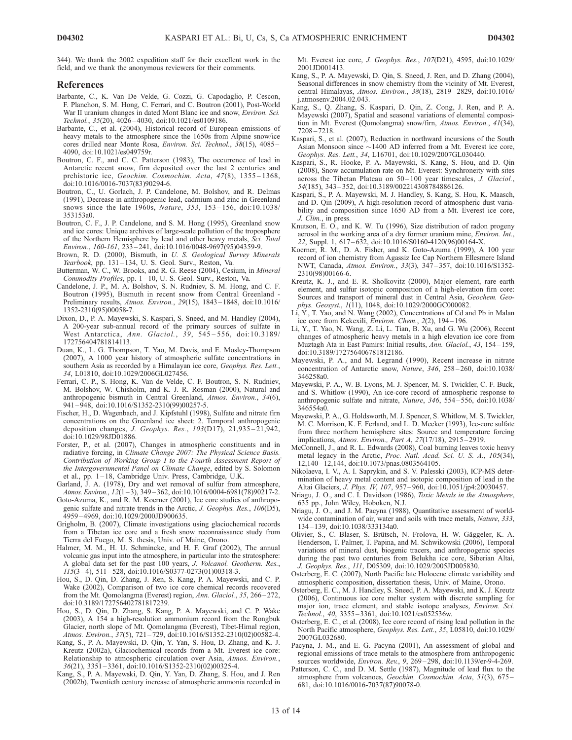344). We thank the 2002 expedition staff for their excellent work in the field, and we thank the anonymous reviewers for their comments.

## References

Barbante, C., K. Van De Velde, G. Cozzi, G. Capodaglio, P. Cescon, F. Planchon, S. M. Hong, C. Ferrari, and C. Boutron (2001), Post-World War II uranium changes in dated Mont Blanc ice and snow, *Environ. Sci. Technol.*, *35*(20), 4026–4030, doi:10.1021/es0109186.

Barbante, C., et al. (2004), Historical record of European emissions of heavy metals to the atmosphere since the 1650s from Alpine snow/ice cores drilled near Monte Rosa, *Environ. Sci. Technol.*, *38*(15), 4085–4090, doi:10.1021/es049759r.

Boutron, C. F., and C. C. Patterson (1983), The occurrence of lead in Antarctic recent snow, firn deposited over the last 2 centuries and prehistoric ice, *Geochim. Cosmochim. Acta*, *47*(8), 1355–1368, doi:10.1016/0016-7037(83)90294-6.

Boutron, C., U. Gorlach, J. P. Candelone, M. Bolshov, and R. Delmas (1991), Decrease in anthropogenic lead, cadmium and zinc in Greenland snows since the late 1960s, *Nature*, *353*, 153–156, doi:10.1038/353153a0.

Boutron, C. F., J. P. Candelone, and S. M. Hong (1995), Greenland snow and ice cores: Unique archives of large-scale pollution of the troposphere of the Northern Hemisphere by lead and other heavy metals, *Sci. Total Environ.*, *160-161*, 233–241, doi:10.1016/0048-9697(95)04359-9.

Brown, R. D. (2000), Bismuth, in *U. S. Geological Survey Minerals Yearbook*, pp. 131–134, U. S. Geol. Surv., Reston, Va.

Butterman, W. C., W. Brooks, and R. G. Reese (2004), Cesium, in *Mineral Commodity Profiles*, pp. 1–10, U. S. Geol. Surv., Reston, Va.

Candelone, J. P., M. A. Bolshov, S. N. Rudniev, S. M. Hong, and C. F. Boutron (1995), Bismuth in recent snow from Central Greenland - Preliminary results, *Atmos. Environ.*, *29*(15), 1843–1848, doi:10.1016/1352-2310(95)00058-7.

Dixon, D., P. A. Mayewski, S. Kaspari, S. Sneed, and M. Handley (2004), A 200-year sub-annual record of the primary sources of sulfate in West Antarctica, *Ann. Glaciol.*, *39*, 545–556, doi:10.3189/172756404781814113.

Duan, K., L. G. Thompson, T. Yao, M. Davis, and E. Mosley-Thompson (2007), A 1000 year history of atmospheric sulfate concentrations in southern Asia as recorded by a Himalayan ice core, *Geophys. Res. Lett.*, *34*, L01810, doi:10.1029/2006GL027456.

Ferrari, C. P., S. Hong, K. Van de Velde, C. F. Boutron, S. N. Rudniev, M. Bolshov, W. Chisholm, and K. J. R. Rosman (2000), Natural and anthropogenic bismuth in Central Greenland, *Atmos. Environ.*, *34*(6), 941–948, doi:10.1016/S1352-2310(99)00257-5.

Fischer, H., D. Wagenbach, and J. Kipfstuhl (1998), Sulfate and nitrate firn concentrations on the Greenland ice sheet: 2. Temporal anthropogenic deposition changes, *J. Geophys. Res.*, *103*(D17), 21,935–21,942, doi:10.1029/98JD01886.

Forster, P., et al. (2007), Changes in atmospheric constituents and in radiative forcing, in *Climate Change 2007: The Physical Science Basis. Contribution of Working Group I to the Fourth Assessment Report of the Intergovernmental Panel on Climate Change*, edited by S. Solomon et al., pp. 1–18, Cambridge Univ. Press, Cambridge, U.K.

Garland, J. A. (1978), Dry and wet removal of sulfur from atmosphere, *Atmos. Environ.*, *12*(1–3), 349–362, doi:10.1016/0004-6981(78)90217-2.

Goto-Azuma, K., and R. M. Koerner (2001), Ice core studies of anthropogenic sulfate and nitrate trends in the Arctic, *J. Geophys. Res.*, *106*(D5), 4959–4969, doi:10.1029/2000JD900635.

Grigholm, B. (2007), Climate investigations using glaciochemical records from a Tibetan ice core and a fresh snow reconnaissance study from Tierra del Fuego, M. S. thesis, Univ. of Maine, Orono.

Halmer, M. M., H. U. Schmincke, and H. F. Graf (2002), The annual volcanic gas input into the atmosphere, in particular into the stratosphere: A global data set for the past 100 years, *J. Volcanol. Geotherm. Res.*, *115*(3–4), 511–528, doi:10.1016/S0377-0273(01)00318-3.

Hou, S., D. Qin, D. Zhang, J. Ren, S. Kang, P. A. Mayewski, and C. P. Wake (2002), Comparison of two ice core chemical records recovered from the Mt. Qomolangma (Everest) region, *Ann. Glaciol.*, *35*, 266–272, doi:10.3189/172756402781817239.

Hou, S., D. Qin, D. Zhang, S. Kang, P. A. Mayewski, and C. P. Wake (2003), A 154 a high-resolution ammonium record from the Rongbuk Glacier, north slope of Mt. Qomolangma (Everest), Tibet-Himal region, *Atmos. Environ.*, *37*(5), 721–729, doi:10.1016/S1352-2310(02)00582-4.

Kang, S., P. A. Mayewski, D. Qin, Y. Yan, S. Hou, D. Zhang, and K. J. Kreutz (2002a), Glaciochemical records from a Mt. Everest ice core: Relationship to atmospheric circulation over Asia, *Atmos. Environ.*, *36*(21), 3351–3361, doi:10.1016/S1352-2310(02)00325-4.

Kang, S., P. A. Mayewski, D. Qin, Y. Yan, D. Zhang, S. Hou, and J. Ren (2002b), Twentieth century increase of atmospheric ammonia recorded in Mt. Everest ice core, *J. Geophys. Res.*, *107*(D21), 4595, doi:10.1029/2001JD001413.

Kang, S., P. A. Mayewski, D. Qin, S. Sneed, J. Ren, and D. Zhang (2004), Seasonal differences in snow chemistry from the vicinity of Mt. Everest, central Himalayas, *Atmos. Environ.*, *38*(18), 2819–2829, doi:10.1016/j.atmosenv.2004.02.043.

Kang, S., Q. Zhang, S. Kaspari, D. Qin, Z. Cong, J. Ren, and P. A. Mayewski (2007), Spatial and seasonal variations of elemental composition in Mt. Everest (Qomolangma) snow/firn, *Atmos. Environ.*, *41*(34), 7208–7218.

Kaspari, S., et al. (2007), Reduction in northward incursions of the South Asian Monsoon since ~1400 AD inferred from a Mt. Everest ice core, *Geophys. Res. Lett.*, *34*, L16701, doi:10.1029/2007GL030440.

Kaspari, S., R. Hooke, P. A. Mayewski, S. Kang, S. Hou, and D. Qin (2008), Snow accumulation rate on Mt. Everest: Synchroneity with sites across the Tibetan Plateau on 50–100 year timescales, *J. Glaciol.*, *54*(185), 343–352, doi:10.3189/002214308784886126.

Kaspari, S., P. A. Mayewski, M. J. Handley, S. Kang, S. Hou, K. Maasch, and D. Qin (2009), A high-resolution record of atmospheric dust variability and composition since 1650 AD from a Mt. Everest ice core, *J. Clim.*, in press.

Knutson, E. O., and K. W. Tu (1996), Size distribution of radon progeny aerosol in the working area of a dry former uranium mine, *Environ. Int.*, *22*, Suppl. 1, 617–632, doi:10.1016/S0160-4120(96)00164-X.

Koerner, R. M., D. A. Fisher, and K. Goto-Azuma (1999), A 100 year record of ion chemistry from Agassiz Ice Cap Northern Ellesmere Island NWT, Canada, *Atmos. Environ.*, *33*(3), 347–357, doi:10.1016/S1352-2310(98)00166-6.

Kreutz, K. J., and E. R. Sholkovitz (2000), Major element, rare earth element, and sulfur isotopic composition of a high-elevation firn core: Sources and transport of mineral dust in Central Asia, *Geochem. Geophys. Geosyst.*, *1*(11), 1048, doi:10.1029/2000GC000082.

Li, Y., T. Yao, and N. Wang (2002), Concentrations of Cd and Pb in Malan ice core from Kekexili, *Environ. Chem.*, *2*(2), 194–196.

Li, Y., T. Yao, N. Wang, Z. Li, L. Tian, B. Xu, and G. Wu (2006), Recent changes of atmospheric heavy metals in a high elevation ice core from Muztagh Ata in East Pamirs: Initial results, *Ann. Glaciol.*, *43*, 154–159, doi:10.3189/172756406781812186.

Mayewski, P. A., and M. Legrand (1990), Recent increase in nitrate concentration of Antarctic snow, *Nature*, *346*, 258–260, doi:10.1038/346258a0.

Mayewski, P. A., W. B. Lyons, M. J. Spencer, M. S. Twickler, C. F. Buck, and S. Whitlow (1990), An ice-core record of atmospheric response to anthropogenic sulfate and nitrate, *Nature*, *346*, 554–556, doi:10.1038/346554a0.

Mayewski, P. A., G. Holdsworth, M. J. Spencer, S. Whitlow, M. S. Twickler, M. C. Morrison, K. F. Ferland, and L. D. Meeker (1993), Ice-core sulfate from three northern hemisphere sites: Source and temperature forcing implications, *Atmos. Environ., Part A*, *27*(17/18), 2915–2919.

McConnell, J., and R. L. Edwards (2008), Coal burning leaves toxic heavy metal legacy in the Arctic, *Proc. Natl. Acad. Sci. U. S. A.*, *105*(34), 12,140–12,144, doi:10.1073/pnas.0803564105.

Nikolaeva, I. V., A. I. Saprykin, and S. V. Palesski (2003), ICP-MS determination of heavy metal content and isotopic composition of lead in the Altai Glaciers, *J. Phys. IV*, *107*, 957–960, doi:10.1051/jp4:20030457.

Nriagu, J. O., and C. I. Davidson (1986), *Toxic Metals in the Atmosphere*, 635 pp., John Wiley, Hoboken, N.J.

Nriagu, J. O., and J. M. Pacyna (1988), Quantitative assessment of worldwide contamination of air, water and soils with trace metals, *Nature*, *333*, 134–139, doi:10.1038/333134a0.

Olivier, S., C. Blaser, S. Brütsch, N. Frolova, H. W. Gäggeler, K. A. Henderson, T. Palmer, T. Papina, and M. Schwikowski (2006), Temporal variations of mineral dust, biogenic tracers, and anthropogenic species during the past two centuries from Belukha ice core, Siberian Altai, *J. Geophys. Res.*, *111*, D05309, doi:10.1029/2005JD005830.

Osterberg, E. C. (2007), North Pacific late Holocene climate variability and atmospheric composition, dissertation thesis, Univ. of Maine, Orono.

Osterberg, E. C., M. J. Handley, S. Sneed, P. A. Mayewski, and K. J. Kreutz (2006), Continuous ice core melter system with discrete sampling for major ion, trace element, and stable isotope analyses, *Environ. Sci. Technol.*, *40*, 3355–3361, doi:10.1021/es052536w.

Osterberg, E. C., et al. (2008), Ice core record of rising lead pollution in the North Pacific atmosphere, *Geophys. Res. Lett.*, *35*, L05810, doi:10.1029/2007GL032680.

Pacyna, J. M., and E. G. Pacyna (2001), An assessment of global and regional emissions of trace metals to the atmosphere from anthropogenic sources worldwide, *Environ. Rev.*, *9*, 269–298, doi:10.1139/er-9-4-269.

Patterson, C. C., and D. M. Settle (1987), Magnitude of lead flux to the atmosphere from volcanoes, *Geochim. Cosmochim. Acta*, *51*(3), 675–681, doi:10.1016/0016-7037(87)90078-0.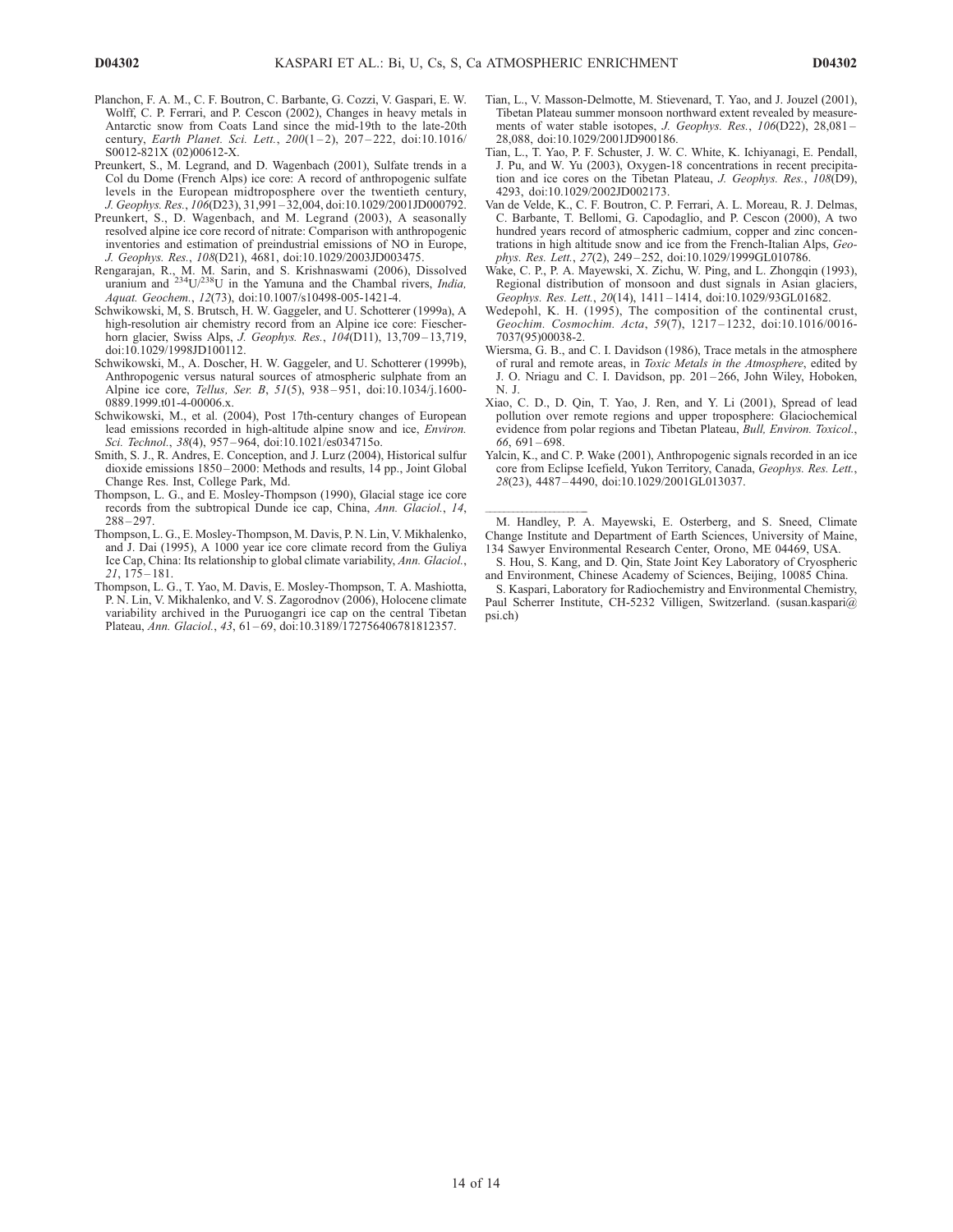Planchon, F. A. M., C. F. Boutron, C. Barbante, G. Cozzi, V. Gaspari, E. W. Wolff, C. P. Ferrari, and P. Cescon (2002), Changes in heavy metals in Antarctic snow from Coats Land since the mid-19th to the late-20th century, *Earth Planet. Sci. Lett.*, *200*(1–2), 207–222, doi:10.1016/S0012-821X (02)00612-X.

Preunkert, S., M. Legrand, and D. Wagenbach (2001), Sulfate trends in a Col du Dome (French Alps) ice core: A record of anthropogenic sulfate levels in the European midtroposphere over the twentieth century, *J. Geophys. Res.*, *106*(D23), 31,991–32,004, doi:10.1029/2001JD000792.

Preunkert, S., D. Wagenbach, and M. Legrand (2003), A seasonally resolved alpine ice core record of nitrate: Comparison with anthropogenic inventories and estimation of preindustrial emissions of NO in Europe, *J. Geophys. Res.*, *108*(D21), 4681, doi:10.1029/2003JD003475.

Rengarajan, R., M. M. Sarin, and S. Krishnaswami (2006), Dissolved uranium and $^{234}U/^{238}U$ in the Yamuna and the Chambal rivers, *India, Aquat. Geochem.*, *12*(73), doi:10.1007/s10498-005-1421-4.

Schwikowski, M, S. Brutsch, H. W. Gaggeler, and U. Schotterer (1999a), A high-resolution air chemistry record from an Alpine ice core: Fiescherhorn glacier, Swiss Alps, *J. Geophys. Res.*, *104*(D11), 13,709–13,719, doi:10.1029/1998JD100112.

Schwikowski, M., A. Doscher, H. W. Gaggeler, and U. Schotterer (1999b), Anthropogenic versus natural sources of atmospheric sulphate from an Alpine ice core, *Tellus, Ser. B*, *51*(5), 938–951, doi:10.1034/j.1600-0889.1999.t01-4-00006.x.

Schwikowski, M., et al. (2004), Post 17th-century changes of European lead emissions recorded in high-altitude alpine snow and ice, *Environ. Sci. Technol.*, *38*(4), 957–964, doi:10.1021/es034715o.

Smith, S. J., R. Andres, E. Conception, and J. Lurz (2004), Historical sulfur dioxide emissions 1850–2000: Methods and results, 14 pp., Joint Global Change Res. Inst, College Park, Md.

Thompson, L. G., and E. Mosley-Thompson (1990), Glacial stage ice core records from the subtropical Dunde ice cap, China, *Ann. Glaciol.*, *14*, 288–297.

Thompson, L. G., E. Mosley-Thompson, M. Davis, P. N. Lin, V. Mikhalenko, and J. Dai (1995), A 1000 year ice core climate record from the Guliya Ice Cap, China: Its relationship to global climate variability, *Ann. Glaciol.*, *21*, 175–181.

Thompson, L. G., T. Yao, M. Davis, E. Mosley-Thompson, T. A. Mashiotta, P. N. Lin, V. Mikhalenko, and V. S. Zagorodnov (2006), Holocene climate variability archived in the Puruogangri ice cap on the central Tibetan Plateau, *Ann. Glaciol.*, *43*, 61–69, doi:10.3189/172756406781812357.

Tian, L., V. Masson-Delmotte, M. Stievenard, T. Yao, and J. Jouzel (2001), Tibetan Plateau summer monsoon northward extent revealed by measurements of water stable isotopes, *J. Geophys. Res.*, *106*(D22), 28,081–28,088, doi:10.1029/2001JD900186.

Tian, L., T. Yao, P. F. Schuster, J. W. C. White, K. Ichiyanagi, E. Pendall, J. Pu, and W. Yu (2003), Oxygen-18 concentrations in recent precipitation and ice cores on the Tibetan Plateau, *J. Geophys. Res.*, *108*(D9), 4293, doi:10.1029/2002JD002173.

Van de Velde, K., C. F. Boutron, C. P. Ferrari, A. L. Moreau, R. J. Delmas, C. Barbante, T. Bellomi, G. Capodaglio, and P. Cescon (2000), A two hundred years record of atmospheric cadmium, copper and zinc concentrations in high altitude snow and ice from the French-Italian Alps, *Geophys. Res. Lett.*, *27*(2), 249–252, doi:10.1029/1999GL010786.

Wake, C. P., P. A. Mayewski, X. Zichu, W. Ping, and L. Zhongqin (1993), Regional distribution of monsoon and dust signals in Asian glaciers, *Geophys. Res. Lett.*, *20*(14), 1411–1414, doi:10.1029/93GL01682.

Wedepohl, K. H. (1995), The composition of the continental crust, *Geochim. Cosmochim. Acta*, *59*(7), 1217–1232, doi:10.1016/0016-7037(95)00038-2.

Wiersma, G. B., and C. I. Davidson (1986), Trace metals in the atmosphere of rural and remote areas, in *Toxic Metals in the Atmosphere*, edited by J. O. Nriagu and C. I. Davidson, pp. 201–266, John Wiley, Hoboken, N. J.

Xiao, C. D., D. Qin, T. Yao, J. Ren, and Y. Li (2001), Spread of lead pollution over remote regions and upper troposphere: Glaciochemical evidence from polar regions and Tibetan Plateau, *Bull, Environ. Toxicol.*, *66*, 691–698.

Yalcin, K., and C. P. Wake (2001), Anthropogenic signals recorded in an ice core from Eclipse Icefield, Yukon Territory, Canada, *Geophys. Res. Lett.*, *28*(23), 4487–4490, doi:10.1029/2001GL013037.

---

M. Handley, P. A. Mayewski, E. Osterberg, and S. Sneed, Climate Change Institute and Department of Earth Sciences, University of Maine, 134 Sawyer Environmental Research Center, Orono, ME 04469, USA.

S. Hou, S. Kang, and D. Qin, State Joint Key Laboratory of Cryospheric and Environment, Chinese Academy of Sciences, Beijing, 10085 China.

S. Kaspari, Laboratory for Radiochemistry and Environmental Chemistry, Paul Scherrer Institute, CH-5232 Villigen, Switzerland. (susan.kaspari@psi.ch)